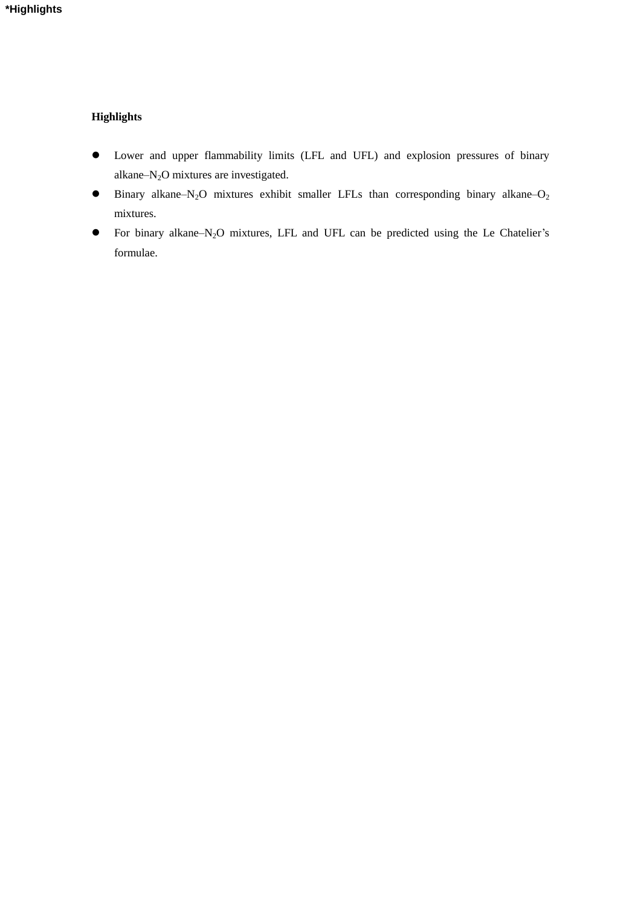**\*Highlights**

**Highlights**

- Lower and upper flammability limits (LFL and UFL) and explosion pressures of binary alkane–$N_2O$ mixtures are investigated.
- Binary alkane–$N_2O$ mixtures exhibit smaller LFLs than corresponding binary alkane–$O_2$ mixtures.
- For binary alkane–$N_2O$ mixtures, LFL and UFL can be predicted using the Le Chatelier's formulae.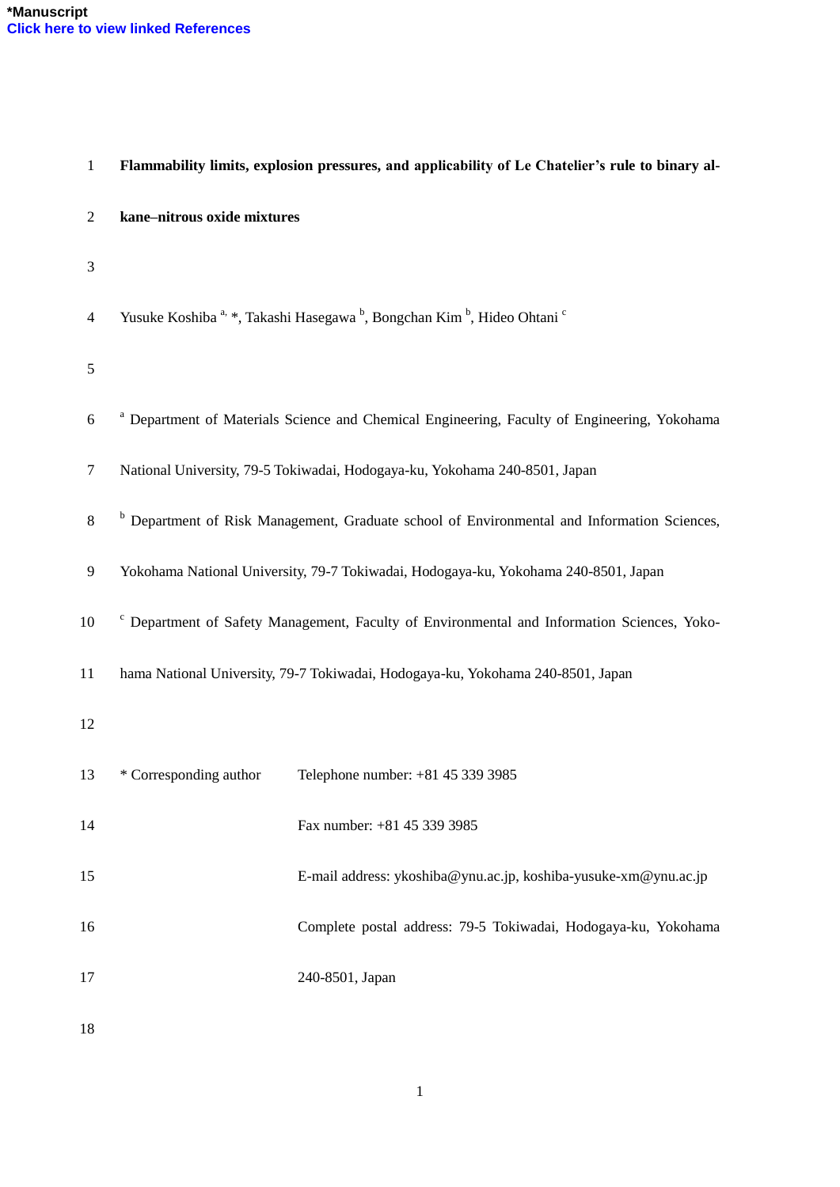**Flammability limits, explosion pressures, and applicability of Le Chatelier's rule to binary alkane–nitrous oxide mixtures**

Yusuke Koshiba [a, *], Takashi Hasegawa [b], Bongchan Kim [b], Hideo Ohtani [c]

[a] Department of Materials Science and Chemical Engineering, Faculty of Engineering, Yokohama National University, 79-5 Tokiwadai, Hodogaya-ku, Yokohama 240-8501, Japan

[b] Department of Risk Management, Graduate school of Environmental and Information Sciences, Yokohama National University, 79-7 Tokiwadai, Hodogaya-ku, Yokohama 240-8501, Japan

[c] Department of Safety Management, Faculty of Environmental and Information Sciences, Yokohama National University, 79-7 Tokiwadai, Hodogaya-ku, Yokohama 240-8501, Japan

| * Corresponding author | Telephone number: +81 45 339 3985 |
|---|---|
| | Fax number: +81 45 339 3985 |
| | E-mail address: ykoshiba@ynu.ac.jp, koshiba-yusuke-xm@ynu.ac.jp |
| | Complete postal address: 79-5 Tokiwadai, Hodogaya-ku, Yokohama 240-8501, Japan |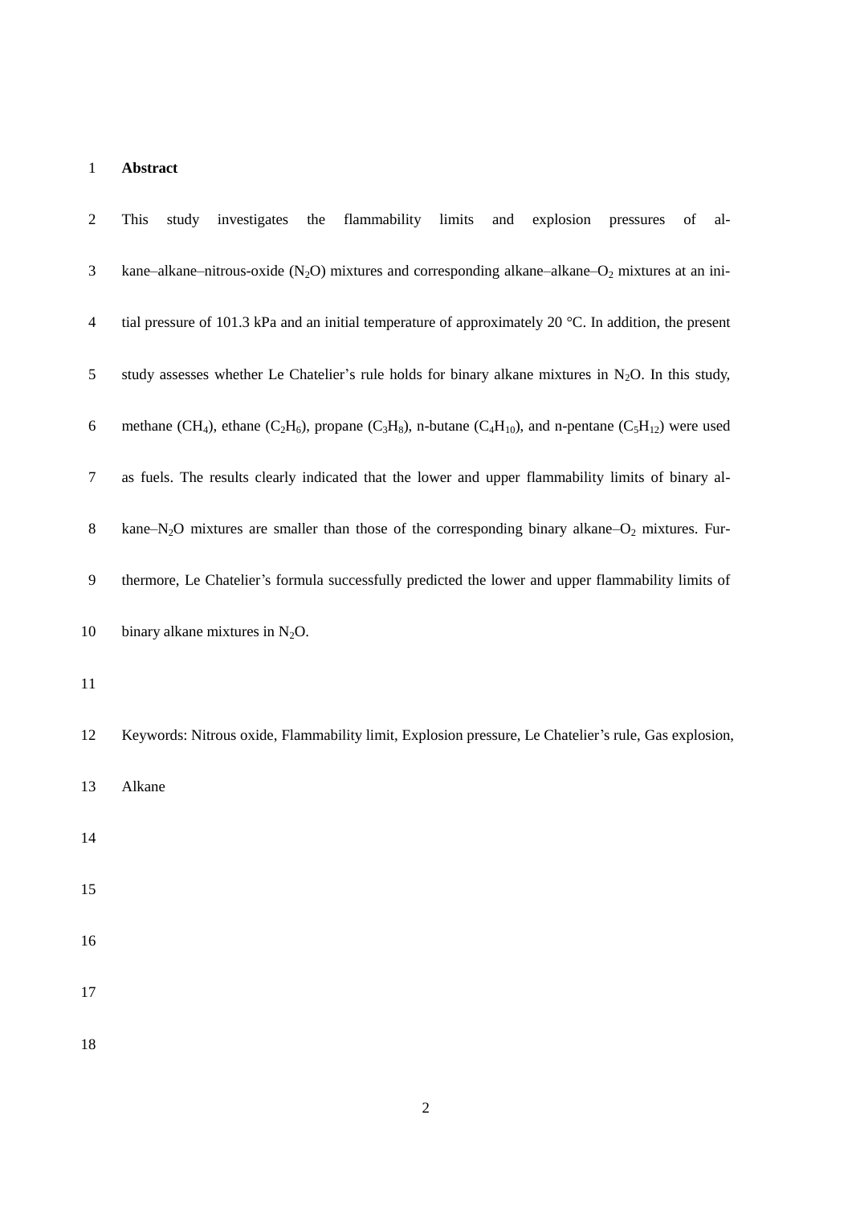# Abstract

This study investigates the flammability limits and explosion pressures of alkane–alkane–nitrous-oxide ($N_2O$) mixtures and corresponding alkane–alkane–$O_2$ mixtures at an initial pressure of 101.3 kPa and an initial temperature of approximately 20 °C. In addition, the present study assesses whether Le Chatelier's rule holds for binary alkane mixtures in $N_2O$. In this study, methane ($CH_4$), ethane ($C_2H_6$), propane ($C_3H_8$), n-butane ($C_4H_{10}$), and n-pentane ($C_5H_{12}$) were used as fuels. The results clearly indicated that the lower and upper flammability limits of binary alkane–$N_2O$ mixtures are smaller than those of the corresponding binary alkane–$O_2$ mixtures. Furthermore, Le Chatelier's formula successfully predicted the lower and upper flammability limits of binary alkane mixtures in $N_2O$.

Keywords: Nitrous oxide, Flammability limit, Explosion pressure, Le Chatelier's rule, Gas explosion, Alkane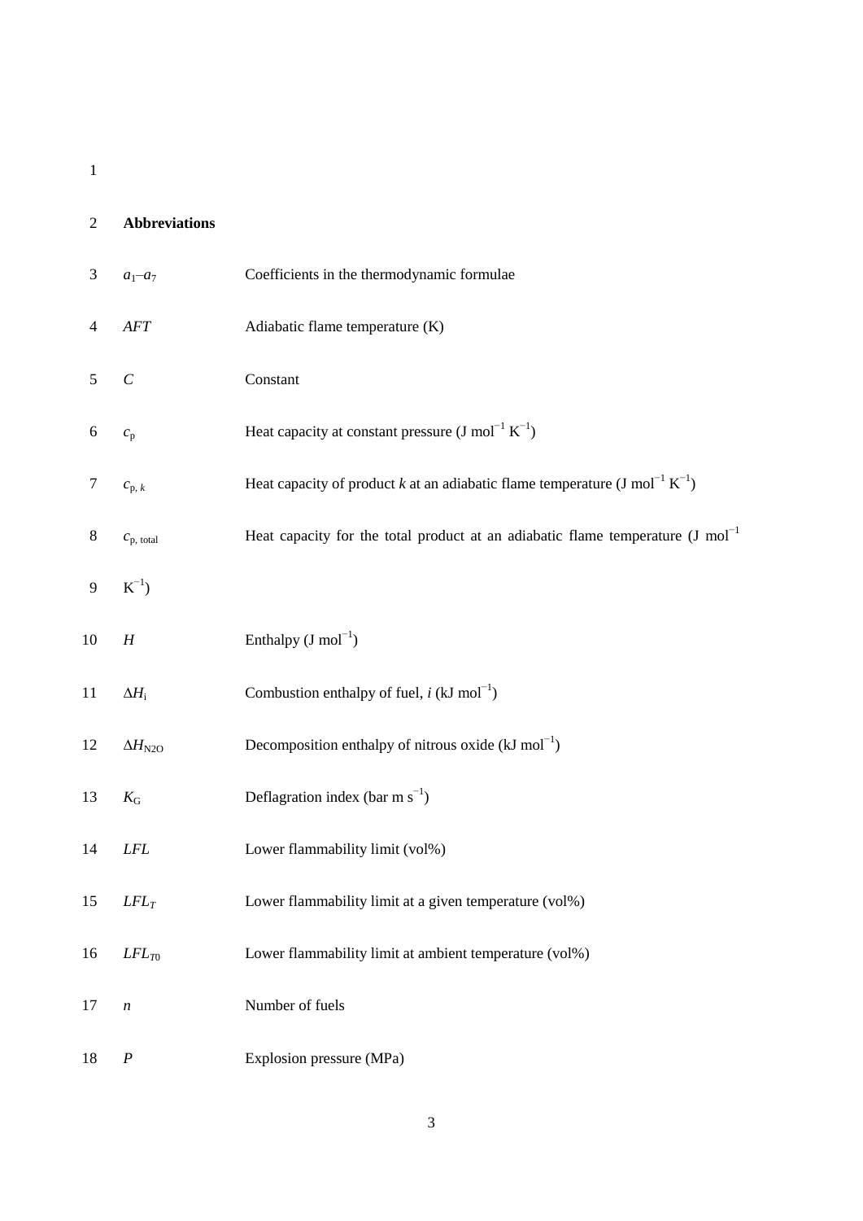## Abbreviations

| | |
|---|---|
| $a_1$–$a_7$ | Coefficients in the thermodynamic formulae |
| $AFT$ | Adiabatic flame temperature (K) |
| $C$ | Constant |
| $c_p$ | Heat capacity at constant pressure (J mol$^{-1}$ K$^{-1}$) |
| $c_{p,\,k}$ | Heat capacity of product *k* at an adiabatic flame temperature (J mol$^{-1}$ K$^{-1}$) |
| $c_{p,\,total}$ | Heat capacity for the total product at an adiabatic flame temperature (J mol$^{-1}$ K$^{-1}$) |
| $H$ | Enthalpy (J mol$^{-1}$) |
| $\Delta H_i$ | Combustion enthalpy of fuel, *i* (kJ mol$^{-1}$) |
| $\Delta H_{N2O}$ | Decomposition enthalpy of nitrous oxide (kJ mol$^{-1}$) |
| $K_G$ | Deflagration index (bar m s$^{-1}$) |
| $LFL$ | Lower flammability limit (vol%) |
| $LFL_T$ | Lower flammability limit at a given temperature (vol%) |
| $LFL_{T0}$ | Lower flammability limit at ambient temperature (vol%) |
| $n$ | Number of fuels |
| $P$ | Explosion pressure (MPa) |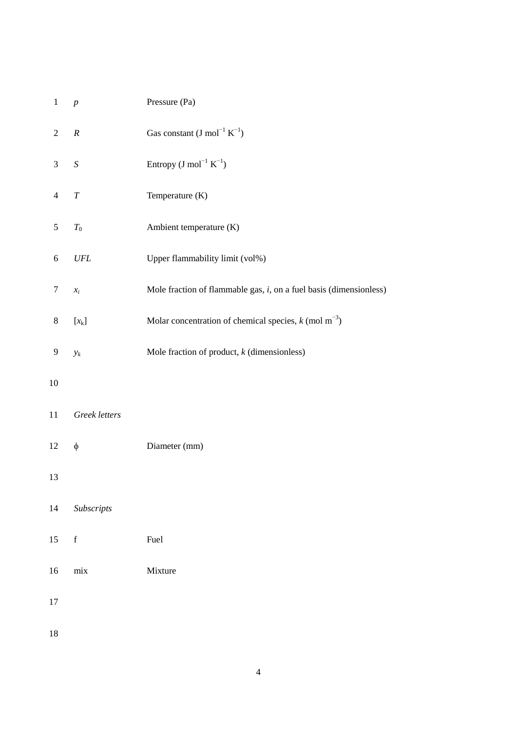| | |
|---|---|
| $p$ | Pressure (Pa) |
| $R$ | Gas constant (J mol$^{-1}$ K$^{-1}$) |
| $S$ | Entropy (J mol$^{-1}$ K$^{-1}$) |
| $T$ | Temperature (K) |
| $T_0$ | Ambient temperature (K) |
| *UFL* | Upper flammability limit (vol%) |
| $x_i$ | Mole fraction of flammable gas, $i$, on a fuel basis (dimensionless) |
| $[x_k]$ | Molar concentration of chemical species, $k$ (mol m$^{-3}$) |
| $y_k$ | Mole fraction of product, $k$ (dimensionless) |

*Greek letters*

| | |
|---|---|
| $\phi$ | Diameter (mm) |

*Subscripts*

| | |
|---|---|
| f | Fuel |
| mix | Mixture |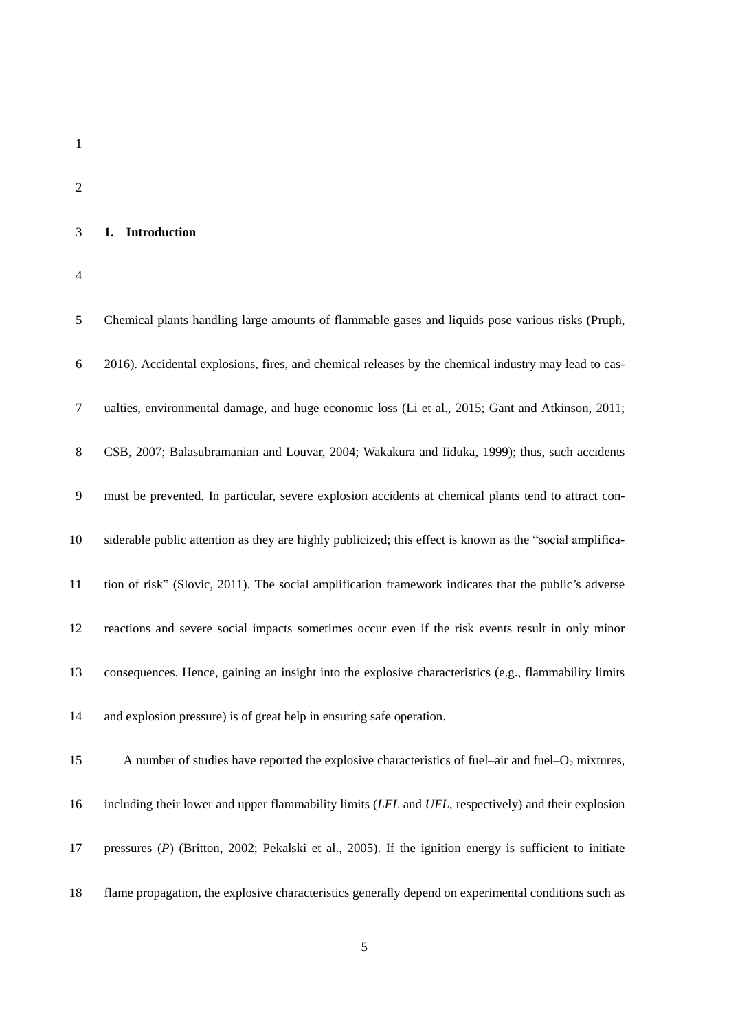## 1. Introduction

Chemical plants handling large amounts of flammable gases and liquids pose various risks (Pruph, 2016). Accidental explosions, fires, and chemical releases by the chemical industry may lead to casualties, environmental damage, and huge economic loss (Li et al., 2015; Gant and Atkinson, 2011; CSB, 2007; Balasubramanian and Louvar, 2004; Wakakura and Iiduka, 1999); thus, such accidents must be prevented. In particular, severe explosion accidents at chemical plants tend to attract considerable public attention as they are highly publicized; this effect is known as the "social amplification of risk" (Slovic, 2011). The social amplification framework indicates that the public's adverse reactions and severe social impacts sometimes occur even if the risk events result in only minor consequences. Hence, gaining an insight into the explosive characteristics (e.g., flammability limits and explosion pressure) is of great help in ensuring safe operation.

A number of studies have reported the explosive characteristics of fuel–air and fuel–$O_2$ mixtures, including their lower and upper flammability limits (*LFL* and *UFL*, respectively) and their explosion pressures (*P*) (Britton, 2002; Pekalski et al., 2005). If the ignition energy is sufficient to initiate flame propagation, the explosive characteristics generally depend on experimental conditions such as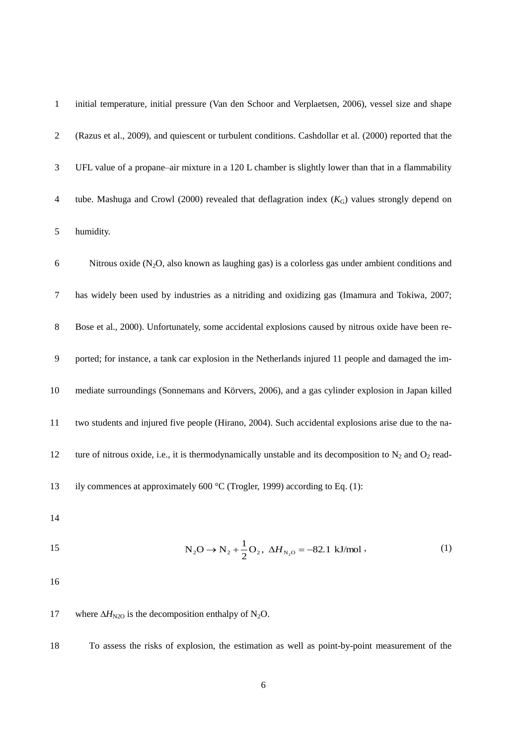initial temperature, initial pressure (Van den Schoor and Verplaetsen, 2006), vessel size and shape (Razus et al., 2009), and quiescent or turbulent conditions. Cashdollar et al. (2000) reported that the UFL value of a propane–air mixture in a 120 L chamber is slightly lower than that in a flammability tube. Mashuga and Crowl (2000) revealed that deflagration index ($K_G$) values strongly depend on humidity.

Nitrous oxide ($N_2O$, also known as laughing gas) is a colorless gas under ambient conditions and has widely been used by industries as a nitriding and oxidizing gas (Imamura and Tokiwa, 2007; Bose et al., 2000). Unfortunately, some accidental explosions caused by nitrous oxide have been reported; for instance, a tank car explosion in the Netherlands injured 11 people and damaged the immediate surroundings (Sonnemans and Körvers, 2006), and a gas cylinder explosion in Japan killed two students and injured five people (Hirano, 2004). Such accidental explosions arise due to the nature of nitrous oxide, i.e., it is thermodynamically unstable and its decomposition to $N_2$ and $O_2$ readily commences at approximately 600 °C (Trogler, 1999) according to Eq. (1):

$$N_2O \rightarrow N_2 + \frac{1}{2}O_2, \ \Delta H_{N_2O} = -82.1 \ \text{kJ/mol}, \qquad (1)$$

where $\Delta H_{N2O}$ is the decomposition enthalpy of $N_2O$.

To assess the risks of explosion, the estimation as well as point-by-point measurement of the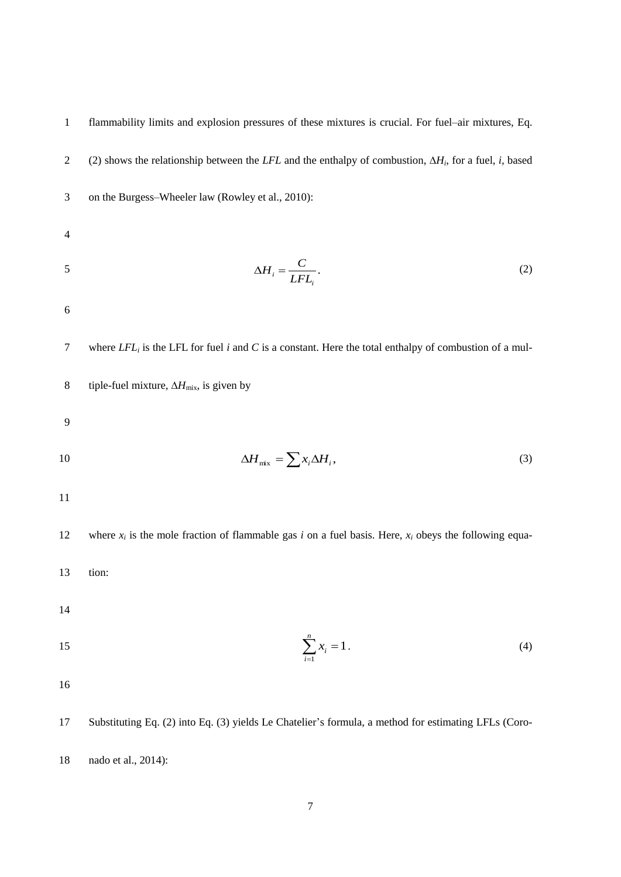flammability limits and explosion pressures of these mixtures is crucial. For fuel–air mixtures, Eq. (2) shows the relationship between the *LFL* and the enthalpy of combustion, $\Delta H_i$, for a fuel, *i*, based on the Burgess–Wheeler law (Rowley et al., 2010):

$$\Delta H_i = \frac{C}{LFL_i}. \tag{2}$$

where $LFL_i$ is the LFL for fuel *i* and *C* is a constant. Here the total enthalpy of combustion of a multiple-fuel mixture, $\Delta H_{\text{mix}}$, is given by

$$\Delta H_{\text{mix}} = \sum x_i \Delta H_i, \tag{3}$$

where $x_i$ is the mole fraction of flammable gas *i* on a fuel basis. Here, $x_i$ obeys the following equation:

$$\sum_{i=1}^{n} x_i = 1. \tag{4}$$

Substituting Eq. (2) into Eq. (3) yields Le Chatelier's formula, a method for estimating LFLs (Coronado et al., 2014):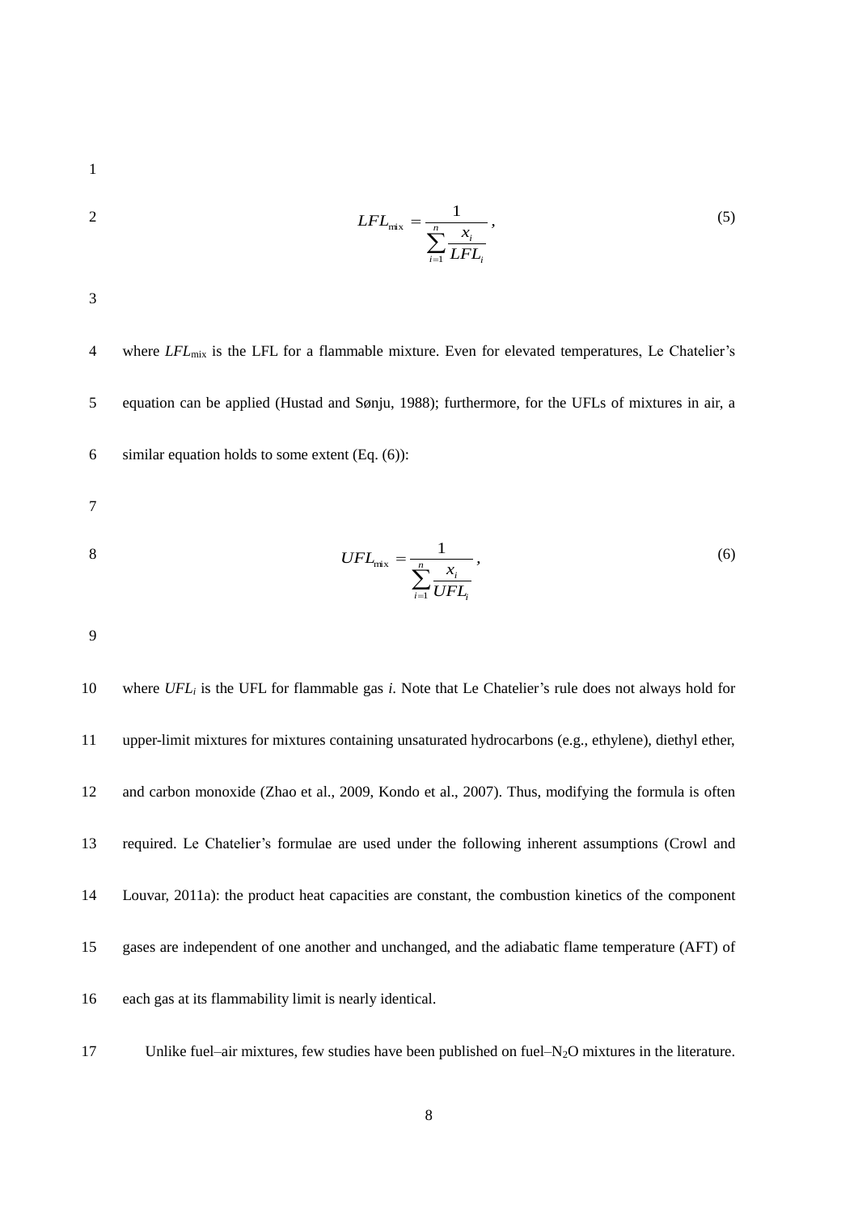$$LFL_{mix} = \frac{1}{\sum_{i=1}^{n} \frac{x_i}{LFL_i}}, \tag{5}$$

where $LFL_{mix}$ is the LFL for a flammable mixture. Even for elevated temperatures, Le Chatelier's equation can be applied (Hustad and Sønju, 1988); furthermore, for the UFLs of mixtures in air, a similar equation holds to some extent (Eq. (6)):

$$UFL_{mix} = \frac{1}{\sum_{i=1}^{n} \frac{x_i}{UFL_i}}, \tag{6}$$

where $UFL_i$ is the UFL for flammable gas *i*. Note that Le Chatelier's rule does not always hold for upper-limit mixtures for mixtures containing unsaturated hydrocarbons (e.g., ethylene), diethyl ether, and carbon monoxide (Zhao et al., 2009, Kondo et al., 2007). Thus, modifying the formula is often required. Le Chatelier's formulae are used under the following inherent assumptions (Crowl and Louvar, 2011a): the product heat capacities are constant, the combustion kinetics of the component gases are independent of one another and unchanged, and the adiabatic flame temperature (AFT) of each gas at its flammability limit is nearly identical.

Unlike fuel–air mixtures, few studies have been published on fuel–$N_2O$ mixtures in the literature.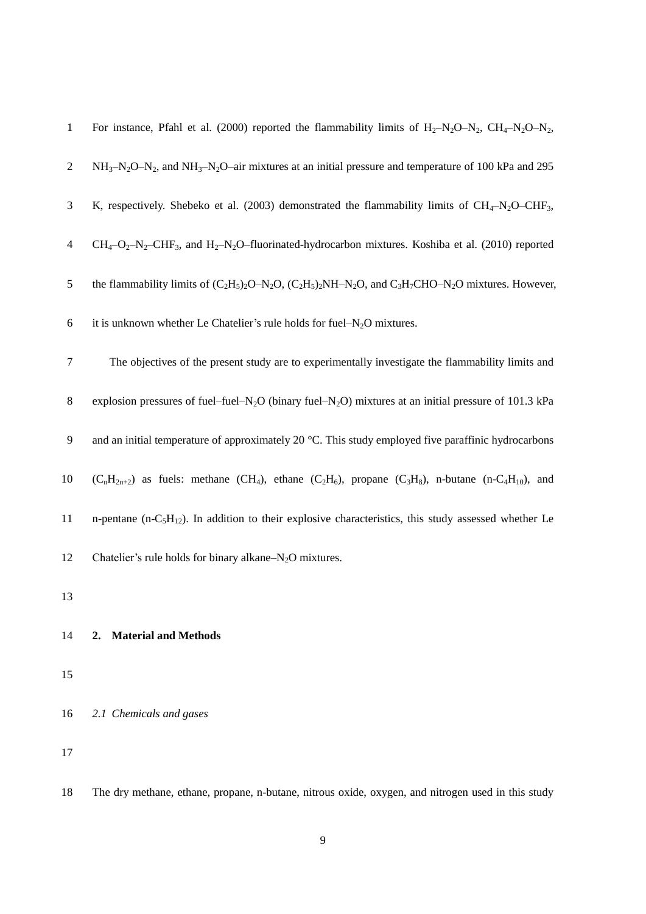For instance, Pfahl et al. (2000) reported the flammability limits of $H_2$–$N_2O$–$N_2$, $CH_4$–$N_2O$–$N_2$, $NH_3$–$N_2O$–$N_2$, and $NH_3$–$N_2O$–air mixtures at an initial pressure and temperature of 100 kPa and 295 K, respectively. Shebeko et al. (2003) demonstrated the flammability limits of $CH_4$–$N_2O$–$CHF_3$, $CH_4$–$O_2$–$N_2$–$CHF_3$, and $H_2$–$N_2O$–fluorinated-hydrocarbon mixtures. Koshiba et al. (2010) reported the flammability limits of $(C_2H_5)_2O$–$N_2O$, $(C_2H_5)_2NH$–$N_2O$, and $C_3H_7CHO$–$N_2O$ mixtures. However, it is unknown whether Le Chatelier's rule holds for fuel–$N_2O$ mixtures.

The objectives of the present study are to experimentally investigate the flammability limits and explosion pressures of fuel–fuel–$N_2O$ (binary fuel–$N_2O$) mixtures at an initial pressure of 101.3 kPa and an initial temperature of approximately 20 °C. This study employed five paraffinic hydrocarbons ($C_nH_{2n+2}$) as fuels: methane ($CH_4$), ethane ($C_2H_6$), propane ($C_3H_8$), n-butane (n-$C_4H_{10}$), and n-pentane (n-$C_5H_{12}$). In addition to their explosive characteristics, this study assessed whether Le Chatelier's rule holds for binary alkane–$N_2O$ mixtures.

## 2. Material and Methods

### *2.1 Chemicals and gases*

The dry methane, ethane, propane, n-butane, nitrous oxide, oxygen, and nitrogen used in this study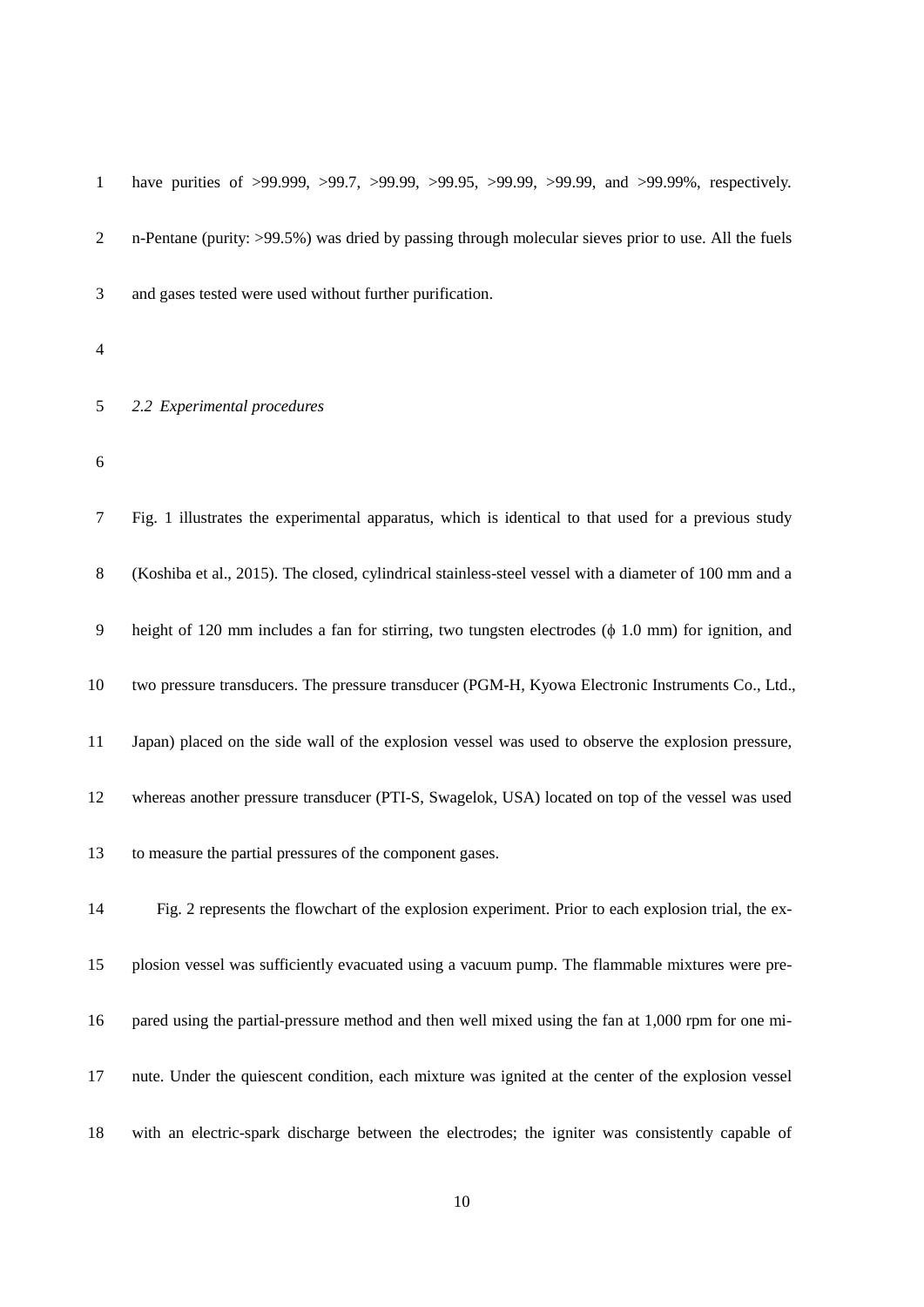have purities of >99.999, >99.7, >99.99, >99.95, >99.99, >99.99, and >99.99%, respectively. n-Pentane (purity: >99.5%) was dried by passing through molecular sieves prior to use. All the fuels and gases tested were used without further purification.

### *2.2 Experimental procedures*

Fig. 1 illustrates the experimental apparatus, which is identical to that used for a previous study (Koshiba et al., 2015). The closed, cylindrical stainless-steel vessel with a diameter of 100 mm and a height of 120 mm includes a fan for stirring, two tungsten electrodes ($\phi$ 1.0 mm) for ignition, and two pressure transducers. The pressure transducer (PGM-H, Kyowa Electronic Instruments Co., Ltd., Japan) placed on the side wall of the explosion vessel was used to observe the explosion pressure, whereas another pressure transducer (PTI-S, Swagelok, USA) located on top of the vessel was used to measure the partial pressures of the component gases.

Fig. 2 represents the flowchart of the explosion experiment. Prior to each explosion trial, the explosion vessel was sufficiently evacuated using a vacuum pump. The flammable mixtures were prepared using the partial-pressure method and then well mixed using the fan at 1,000 rpm for one minute. Under the quiescent condition, each mixture was ignited at the center of the explosion vessel with an electric-spark discharge between the electrodes; the igniter was consistently capable of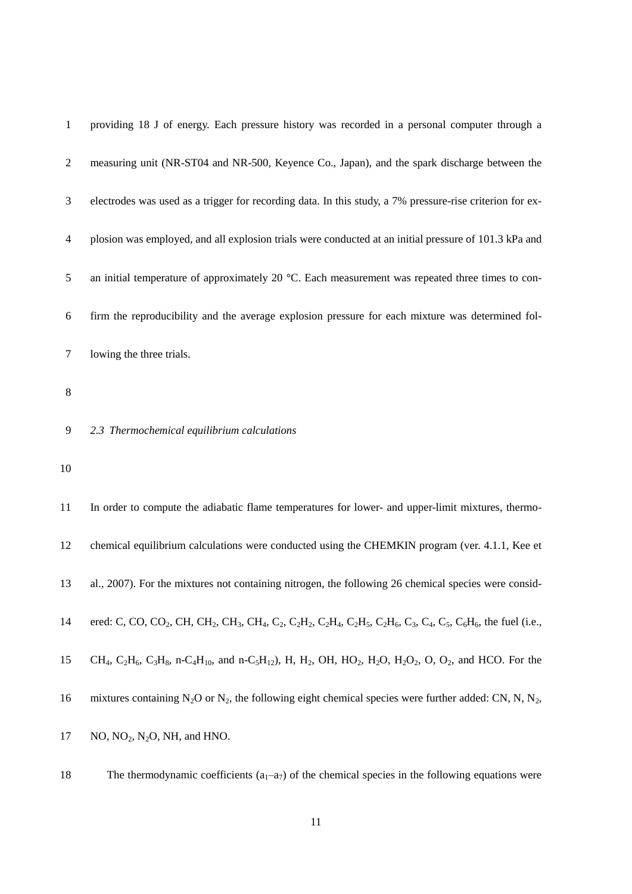providing 18 J of energy. Each pressure history was recorded in a personal computer through a measuring unit (NR-ST04 and NR-500, Keyence Co., Japan), and the spark discharge between the electrodes was used as a trigger for recording data. In this study, a 7% pressure-rise criterion for explosion was employed, and all explosion trials were conducted at an initial pressure of 101.3 kPa and an initial temperature of approximately 20 °C. Each measurement was repeated three times to confirm the reproducibility and the average explosion pressure for each mixture was determined following the three trials.

### *2.3 Thermochemical equilibrium calculations*

In order to compute the adiabatic flame temperatures for lower- and upper-limit mixtures, thermochemical equilibrium calculations were conducted using the CHEMKIN program (ver. 4.1.1, Kee et al., 2007). For the mixtures not containing nitrogen, the following 26 chemical species were considered: C, CO, $CO_2$, CH, $CH_2$, $CH_3$, $CH_4$, $C_2$, $C_2H_2$, $C_2H_4$, $C_2H_5$, $C_2H_6$, $C_3$, $C_4$, $C_5$, $C_6H_6$, the fuel (i.e., $CH_4$, $C_2H_6$, $C_3H_8$, n-$C_4H_{10}$, and n-$C_5H_{12}$), H, $H_2$, OH, $HO_2$, $H_2O$, $H_2O_2$, O, $O_2$, and HCO. For the mixtures containing $N_2O$ or $N_2$, the following eight chemical species were further added: CN, N, $N_2$, NO, $NO_2$, $N_2O$, NH, and HNO.

The thermodynamic coefficients ($a_1$–$a_7$) of the chemical species in the following equations were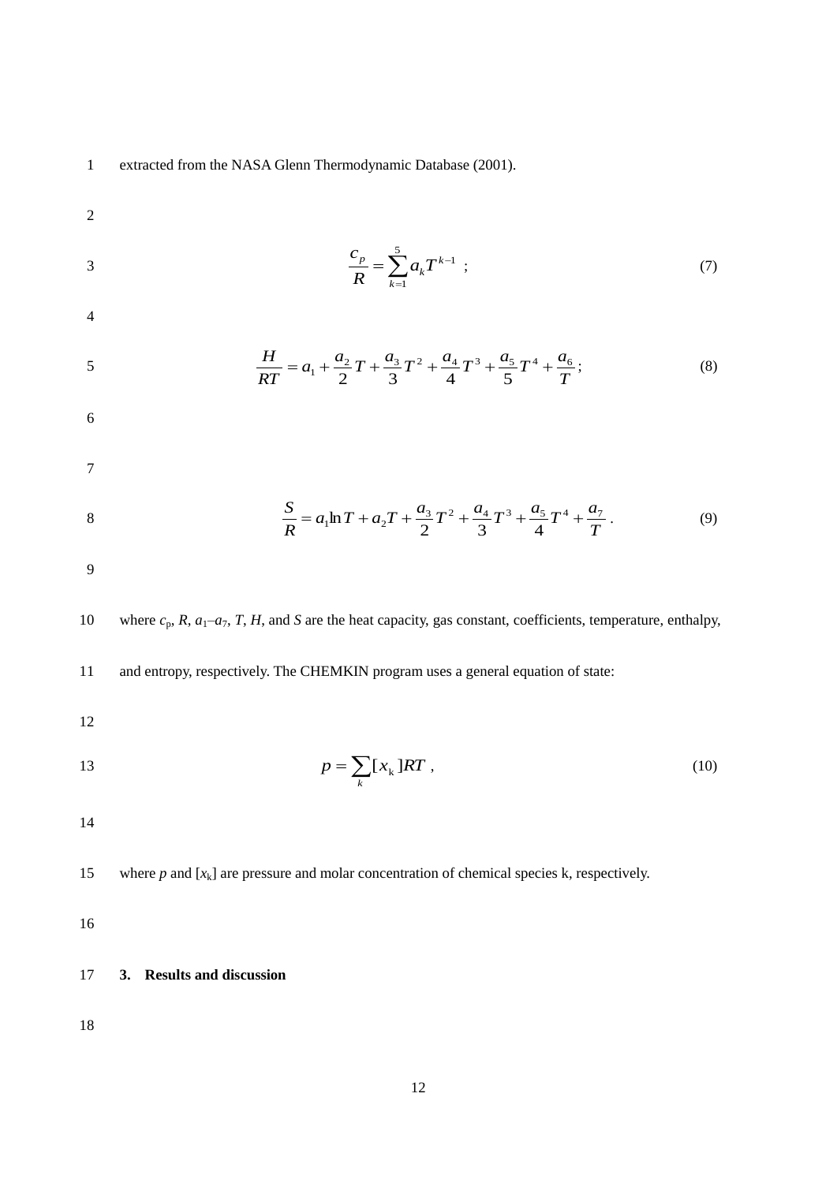extracted from the NASA Glenn Thermodynamic Database (2001).

$$\frac{c_p}{R} = \sum_{k=1}^{5} a_k T^{k-1} \ ; \tag{7}$$

$$\frac{H}{RT} = a_1 + \frac{a_2}{2}T + \frac{a_3}{3}T^2 + \frac{a_4}{4}T^3 + \frac{a_5}{5}T^4 + \frac{a_6}{T} ; \tag{8}$$

$$\frac{S}{R} = a_1 \ln T + a_2 T + \frac{a_3}{2}T^2 + \frac{a_4}{3}T^3 + \frac{a_5}{4}T^4 + \frac{a_7}{T} . \tag{9}$$

where $c_p$, $R$, $a_1$–$a_7$, $T$, $H$, and $S$ are the heat capacity, gas constant, coefficients, temperature, enthalpy, and entropy, respectively. The CHEMKIN program uses a general equation of state:

$$p = \sum_k [x_k] RT \ , \tag{10}$$

where $p$ and $[x_k]$ are pressure and molar concentration of chemical species k, respectively.

## 3. Results and discussion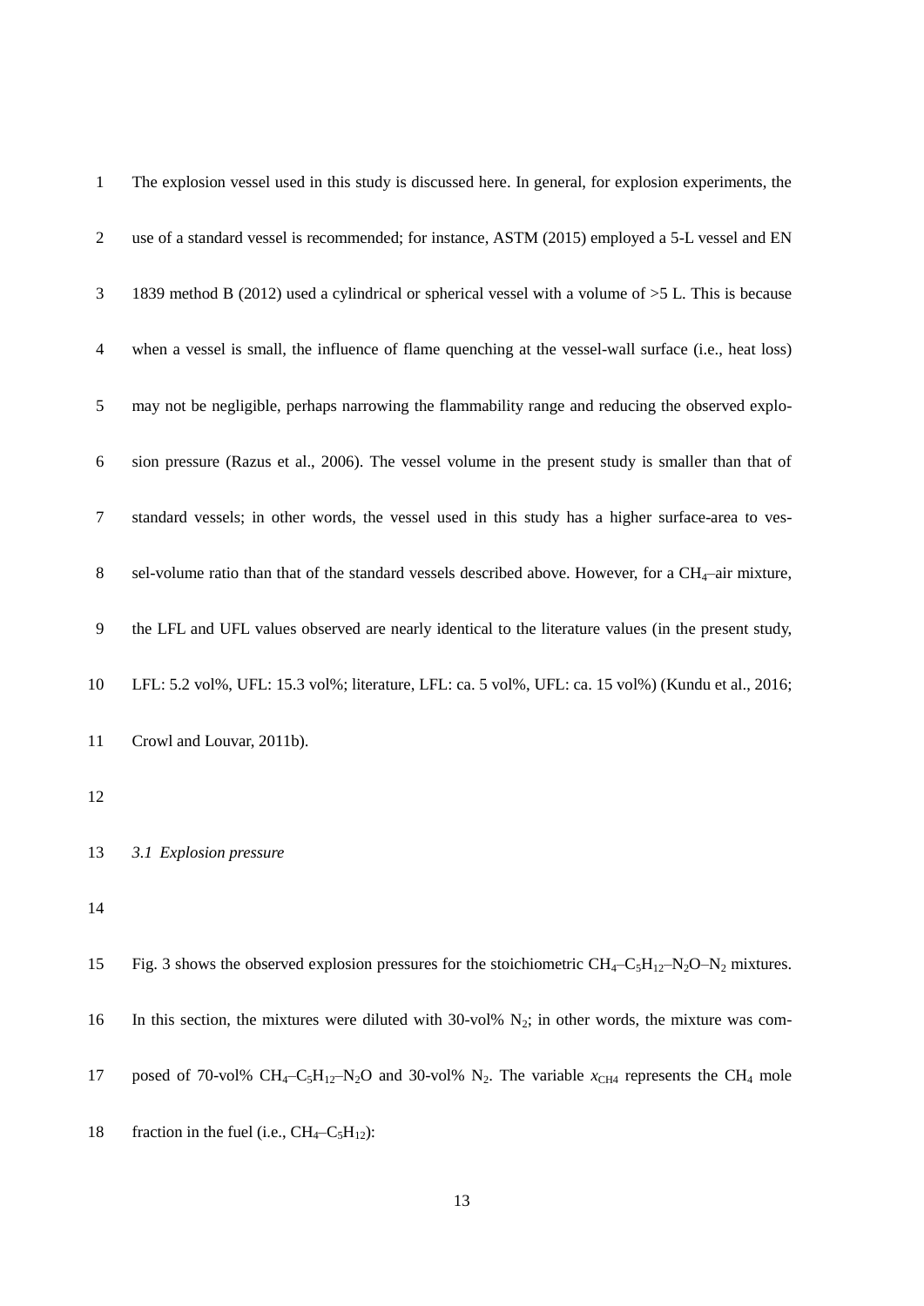The explosion vessel used in this study is discussed here. In general, for explosion experiments, the use of a standard vessel is recommended; for instance, ASTM (2015) employed a 5-L vessel and EN 1839 method B (2012) used a cylindrical or spherical vessel with a volume of >5 L. This is because when a vessel is small, the influence of flame quenching at the vessel-wall surface (i.e., heat loss) may not be negligible, perhaps narrowing the flammability range and reducing the observed explosion pressure (Razus et al., 2006). The vessel volume in the present study is smaller than that of standard vessels; in other words, the vessel used in this study has a higher surface-area to vessel-volume ratio than that of the standard vessels described above. However, for a $CH_4$–air mixture, the LFL and UFL values observed are nearly identical to the literature values (in the present study, LFL: 5.2 vol%, UFL: 15.3 vol%; literature, LFL: ca. 5 vol%, UFL: ca. 15 vol%) (Kundu et al., 2016; Crowl and Louvar, 2011b).

### *3.1 Explosion pressure*

Fig. 3 shows the observed explosion pressures for the stoichiometric $CH_4$–$C_5H_{12}$–$N_2O$–$N_2$ mixtures. In this section, the mixtures were diluted with 30-vol% $N_2$; in other words, the mixture was composed of 70-vol% $CH_4$–$C_5H_{12}$–$N_2O$ and 30-vol% $N_2$. The variable $x_{CH4}$ represents the $CH_4$ mole fraction in the fuel (i.e., $CH_4$–$C_5H_{12}$):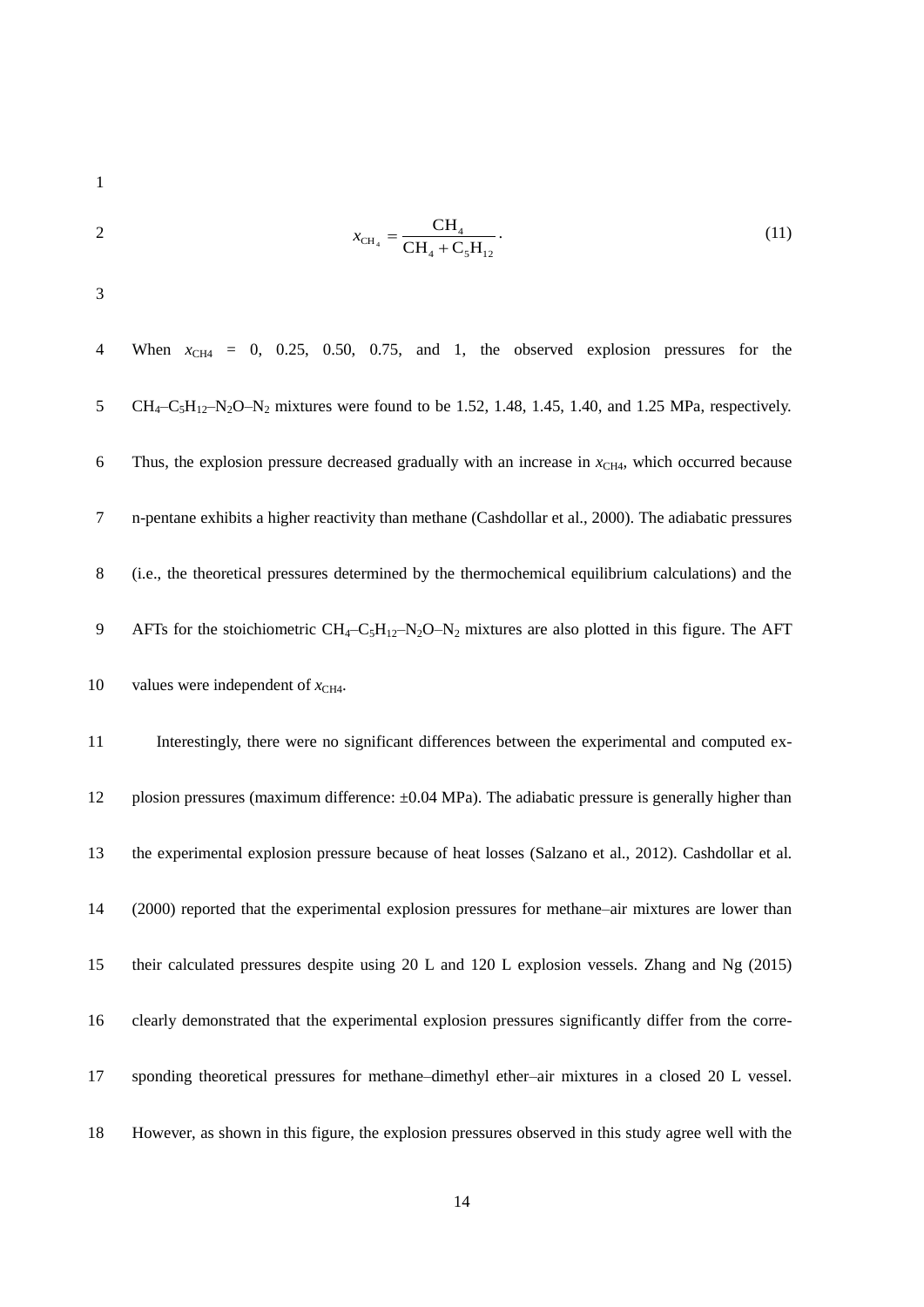$$x_{\mathrm{CH_4}} = \frac{\mathrm{CH_4}}{\mathrm{CH_4} + \mathrm{C_5H_{12}}}. \tag{11}$$

When $x_{CH4}$ = 0, 0.25, 0.50, 0.75, and 1, the observed explosion pressures for the $CH_4$–$C_5H_{12}$–$N_2O$–$N_2$ mixtures were found to be 1.52, 1.48, 1.45, 1.40, and 1.25 MPa, respectively. Thus, the explosion pressure decreased gradually with an increase in $x_{CH4}$, which occurred because n-pentane exhibits a higher reactivity than methane (Cashdollar et al., 2000). The adiabatic pressures (i.e., the theoretical pressures determined by the thermochemical equilibrium calculations) and the AFTs for the stoichiometric $CH_4$–$C_5H_{12}$–$N_2O$–$N_2$ mixtures are also plotted in this figure. The AFT values were independent of $x_{CH4}$.

Interestingly, there were no significant differences between the experimental and computed explosion pressures (maximum difference: ±0.04 MPa). The adiabatic pressure is generally higher than the experimental explosion pressure because of heat losses (Salzano et al., 2012). Cashdollar et al. (2000) reported that the experimental explosion pressures for methane–air mixtures are lower than their calculated pressures despite using 20 L and 120 L explosion vessels. Zhang and Ng (2015) clearly demonstrated that the experimental explosion pressures significantly differ from the corresponding theoretical pressures for methane–dimethyl ether–air mixtures in a closed 20 L vessel. However, as shown in this figure, the explosion pressures observed in this study agree well with the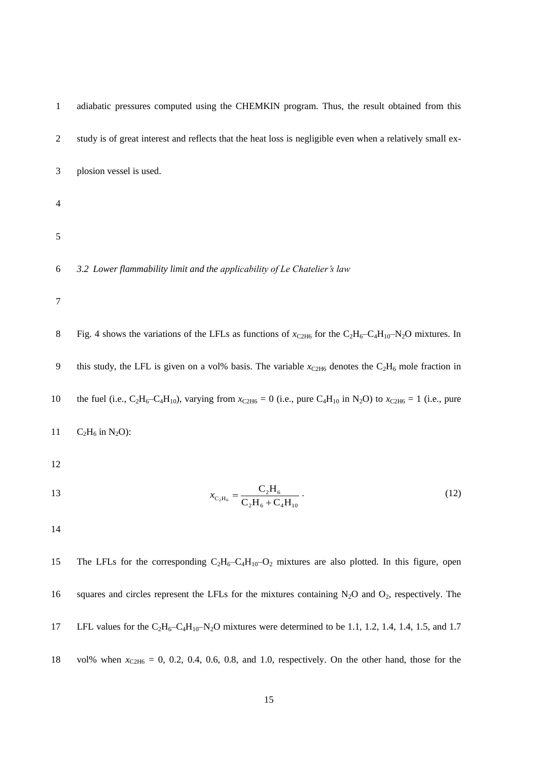adiabatic pressures computed using the CHEMKIN program. Thus, the result obtained from this study is of great interest and reflects that the heat loss is negligible even when a relatively small explosion vessel is used.

### *3.2 Lower flammability limit and the applicability of Le Chatelier's law*

Fig. 4 shows the variations of the LFLs as functions of $x_{C2H6}$ for the $C_2H_6$–$C_4H_{10}$–$N_2O$ mixtures. In this study, the LFL is given on a vol% basis. The variable $x_{C2H6}$ denotes the $C_2H_6$ mole fraction in the fuel (i.e., $C_2H_6$–$C_4H_{10}$), varying from $x_{C2H6} = 0$ (i.e., pure $C_4H_{10}$ in $N_2O$) to $x_{C2H6} = 1$ (i.e., pure $C_2H_6$ in $N_2O$):

$$x_{C_2H_6} = \frac{C_2H_6}{C_2H_6 + C_4H_{10}} . \tag{12}$$

The LFLs for the corresponding $C_2H_6$–$C_4H_{10}$–$O_2$ mixtures are also plotted. In this figure, open squares and circles represent the LFLs for the mixtures containing $N_2O$ and $O_2$, respectively. The LFL values for the $C_2H_6$–$C_4H_{10}$–$N_2O$ mixtures were determined to be 1.1, 1.2, 1.4, 1.4, 1.5, and 1.7 vol% when $x_{C2H6}$ = 0, 0.2, 0.4, 0.6, 0.8, and 1.0, respectively. On the other hand, those for the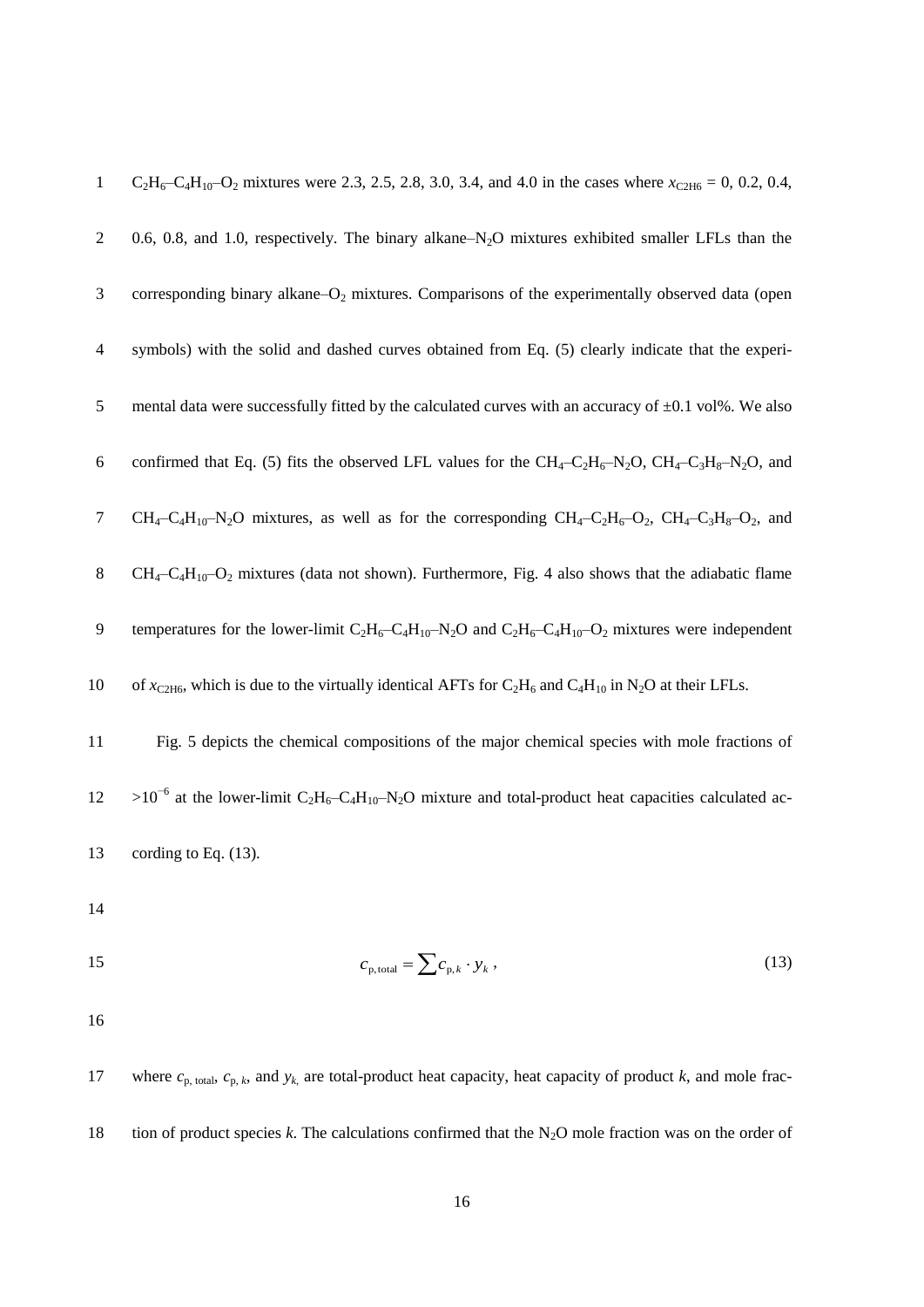$C_2H_6$–$C_4H_{10}$–$O_2$ mixtures were 2.3, 2.5, 2.8, 3.0, 3.4, and 4.0 in the cases where $x_{C2H6}$ = 0, 0.2, 0.4, 0.6, 0.8, and 1.0, respectively. The binary alkane–$N_2O$ mixtures exhibited smaller LFLs than the corresponding binary alkane–$O_2$ mixtures. Comparisons of the experimentally observed data (open symbols) with the solid and dashed curves obtained from Eq. (5) clearly indicate that the experimental data were successfully fitted by the calculated curves with an accuracy of ±0.1 vol%. We also confirmed that Eq. (5) fits the observed LFL values for the $CH_4$–$C_2H_6$–$N_2O$, $CH_4$–$C_3H_8$–$N_2O$, and $CH_4$–$C_4H_{10}$–$N_2O$ mixtures, as well as for the corresponding $CH_4$–$C_2H_6$–$O_2$, $CH_4$–$C_3H_8$–$O_2$, and $CH_4$–$C_4H_{10}$–$O_2$ mixtures (data not shown). Furthermore, Fig. 4 also shows that the adiabatic flame temperatures for the lower-limit $C_2H_6$–$C_4H_{10}$–$N_2O$ and $C_2H_6$–$C_4H_{10}$–$O_2$ mixtures were independent of $x_{C2H6}$, which is due to the virtually identical AFTs for $C_2H_6$ and $C_4H_{10}$ in $N_2O$ at their LFLs.

Fig. 5 depicts the chemical compositions of the major chemical species with mole fractions of $>10^{-6}$ at the lower-limit $C_2H_6$–$C_4H_{10}$–$N_2O$ mixture and total-product heat capacities calculated according to Eq. (13).

$$c_{\mathrm{p,total}} = \sum c_{\mathrm{p},k} \cdot y_k \,, \tag{13}$$

where $c_{\mathrm{p,\,total}}$, $c_{\mathrm{p},\,k}$, and $y_k$ are total-product heat capacity, heat capacity of product $k$, and mole fraction of product species $k$. The calculations confirmed that the $N_2O$ mole fraction was on the order of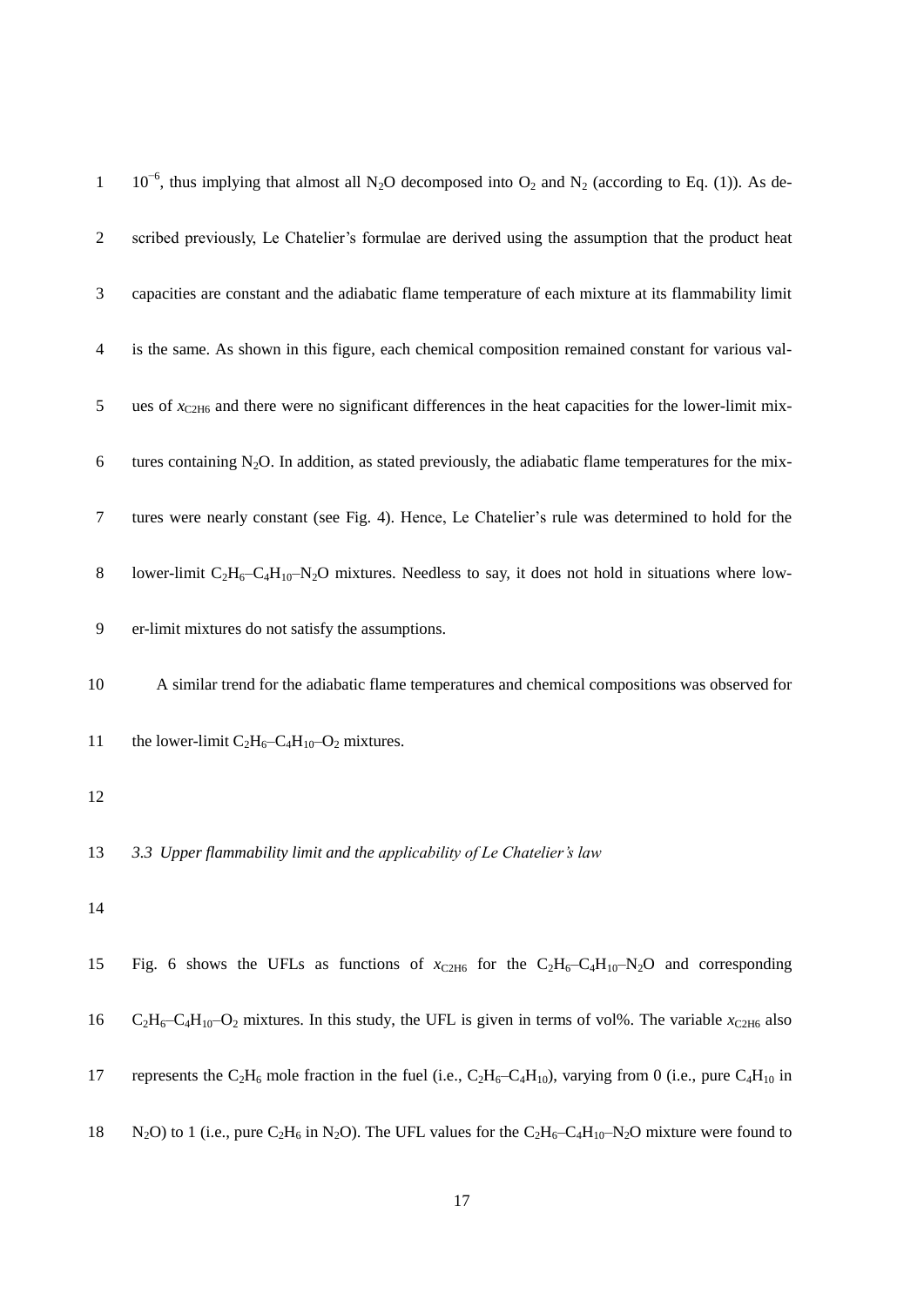$10^{-6}$, thus implying that almost all $N_2O$ decomposed into $O_2$ and $N_2$ (according to Eq. (1)). As described previously, Le Chatelier's formulae are derived using the assumption that the product heat capacities are constant and the adiabatic flame temperature of each mixture at its flammability limit is the same. As shown in this figure, each chemical composition remained constant for various values of $x_{C2H6}$ and there were no significant differences in the heat capacities for the lower-limit mixtures containing $N_2O$. In addition, as stated previously, the adiabatic flame temperatures for the mixtures were nearly constant (see Fig. 4). Hence, Le Chatelier's rule was determined to hold for the lower-limit $C_2H_6$–$C_4H_{10}$–$N_2O$ mixtures. Needless to say, it does not hold in situations where lower-limit mixtures do not satisfy the assumptions.

A similar trend for the adiabatic flame temperatures and chemical compositions was observed for the lower-limit $C_2H_6$–$C_4H_{10}$–$O_2$ mixtures.

### *3.3 Upper flammability limit and the applicability of Le Chatelier's law*

Fig. 6 shows the UFLs as functions of $x_{C2H6}$ for the $C_2H_6$–$C_4H_{10}$–$N_2O$ and corresponding $C_2H_6$–$C_4H_{10}$–$O_2$ mixtures. In this study, the UFL is given in terms of vol%. The variable $x_{C2H6}$ also represents the $C_2H_6$ mole fraction in the fuel (i.e., $C_2H_6$–$C_4H_{10}$), varying from 0 (i.e., pure $C_4H_{10}$ in $N_2O$) to 1 (i.e., pure $C_2H_6$ in $N_2O$). The UFL values for the $C_2H_6$–$C_4H_{10}$–$N_2O$ mixture were found to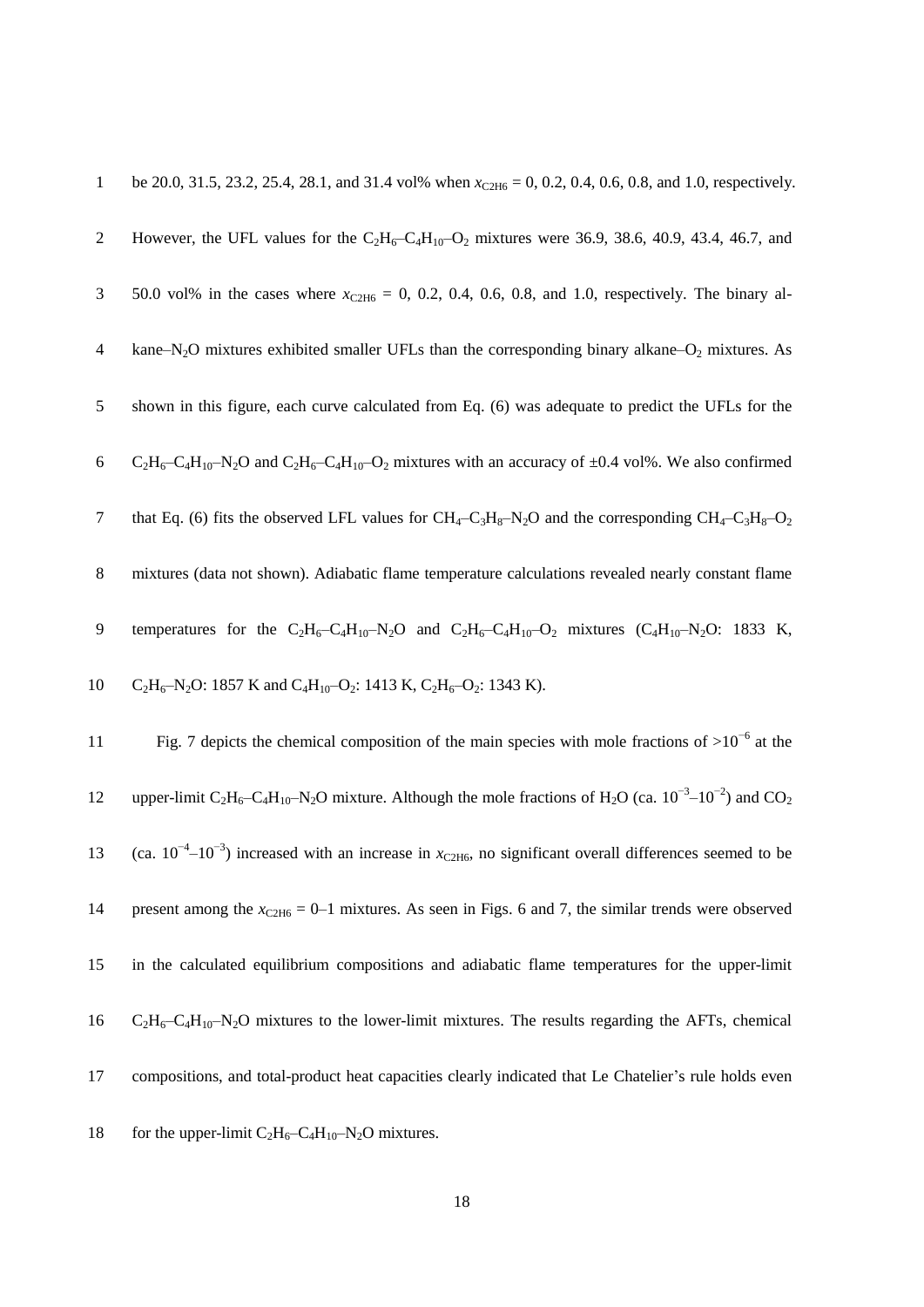be 20.0, 31.5, 23.2, 25.4, 28.1, and 31.4 vol% when $x_{C2H6}$ = 0, 0.2, 0.4, 0.6, 0.8, and 1.0, respectively. However, the UFL values for the $C_2H_6$–$C_4H_{10}$–$O_2$ mixtures were 36.9, 38.6, 40.9, 43.4, 46.7, and 50.0 vol% in the cases where $x_{C2H6}$ = 0, 0.2, 0.4, 0.6, 0.8, and 1.0, respectively. The binary alkane–$N_2O$ mixtures exhibited smaller UFLs than the corresponding binary alkane–$O_2$ mixtures. As shown in this figure, each curve calculated from Eq. (6) was adequate to predict the UFLs for the $C_2H_6$–$C_4H_{10}$–$N_2O$ and $C_2H_6$–$C_4H_{10}$–$O_2$ mixtures with an accuracy of ±0.4 vol%. We also confirmed that Eq. (6) fits the observed LFL values for $CH_4$–$C_3H_8$–$N_2O$ and the corresponding $CH_4$–$C_3H_8$–$O_2$ mixtures (data not shown). Adiabatic flame temperature calculations revealed nearly constant flame temperatures for the $C_2H_6$–$C_4H_{10}$–$N_2O$ and $C_2H_6$–$C_4H_{10}$–$O_2$ mixtures ($C_4H_{10}$–$N_2O$: 1833 K, $C_2H_6$–$N_2O$: 1857 K and $C_4H_{10}$–$O_2$: 1413 K, $C_2H_6$–$O_2$: 1343 K).

Fig. 7 depicts the chemical composition of the main species with mole fractions of $>10^{-6}$ at the upper-limit $C_2H_6$–$C_4H_{10}$–$N_2O$ mixture. Although the mole fractions of $H_2O$ (ca. $10^{-3}$–$10^{-2}$) and $CO_2$ (ca. $10^{-4}$–$10^{-3}$) increased with an increase in $x_{C2H6}$, no significant overall differences seemed to be present among the $x_{C2H6}$ = 0–1 mixtures. As seen in Figs. 6 and 7, the similar trends were observed in the calculated equilibrium compositions and adiabatic flame temperatures for the upper-limit $C_2H_6$–$C_4H_{10}$–$N_2O$ mixtures to the lower-limit mixtures. The results regarding the AFTs, chemical compositions, and total-product heat capacities clearly indicated that Le Chatelier's rule holds even for the upper-limit $C_2H_6$–$C_4H_{10}$–$N_2O$ mixtures.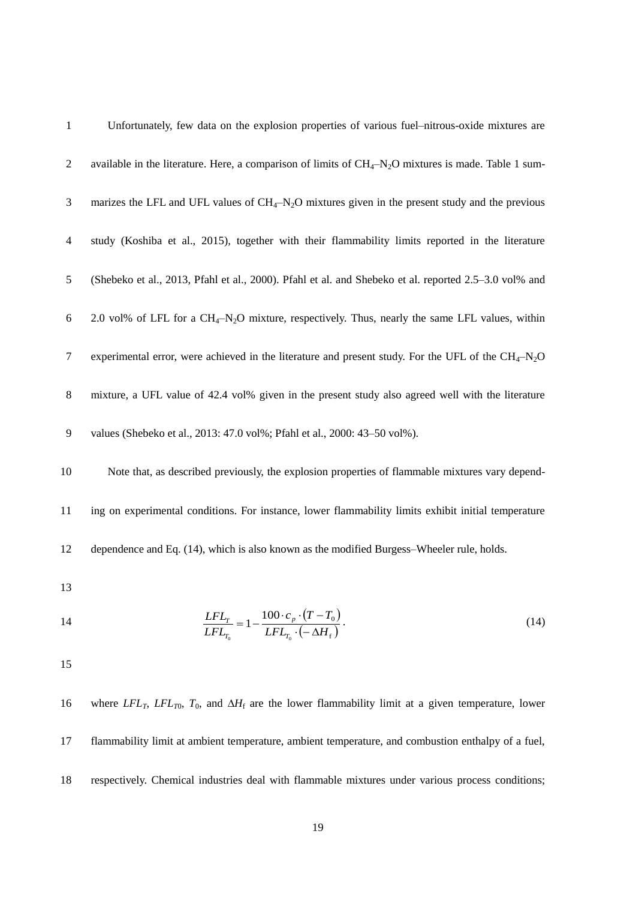Unfortunately, few data on the explosion properties of various fuel–nitrous-oxide mixtures are available in the literature. Here, a comparison of limits of $CH_4$–$N_2O$ mixtures is made. Table 1 summarizes the LFL and UFL values of $CH_4$–$N_2O$ mixtures given in the present study and the previous study (Koshiba et al., 2015), together with their flammability limits reported in the literature (Shebeko et al., 2013, Pfahl et al., 2000). Pfahl et al. and Shebeko et al. reported 2.5–3.0 vol% and 2.0 vol% of LFL for a $CH_4$–$N_2O$ mixture, respectively. Thus, nearly the same LFL values, within experimental error, were achieved in the literature and present study. For the UFL of the $CH_4$–$N_2O$ mixture, a UFL value of 42.4 vol% given in the present study also agreed well with the literature values (Shebeko et al., 2013: 47.0 vol%; Pfahl et al., 2000: 43–50 vol%).

Note that, as described previously, the explosion properties of flammable mixtures vary depending on experimental conditions. For instance, lower flammability limits exhibit initial temperature dependence and Eq. (14), which is also known as the modified Burgess–Wheeler rule, holds.

$$\frac{LFL_T}{LFL_{T_0}} = 1 - \frac{100 \cdot c_p \cdot (T - T_0)}{LFL_{T_0} \cdot (-\Delta H_f)}. \tag{14}$$

where $LFL_T$, $LFL_{T0}$, $T_0$, and $\Delta H_f$ are the lower flammability limit at a given temperature, lower flammability limit at ambient temperature, ambient temperature, and combustion enthalpy of a fuel, respectively. Chemical industries deal with flammable mixtures under various process conditions;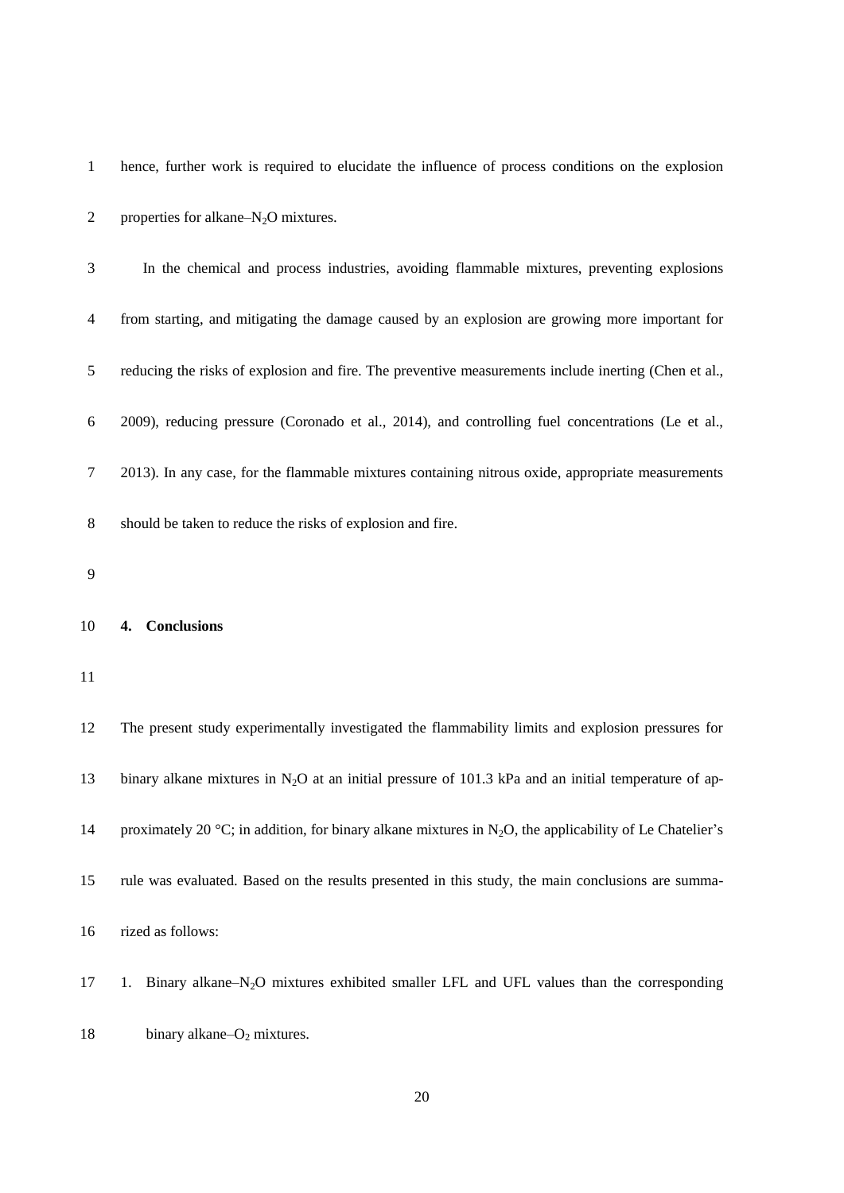hence, further work is required to elucidate the influence of process conditions on the explosion properties for alkane–$N_2O$ mixtures.

In the chemical and process industries, avoiding flammable mixtures, preventing explosions from starting, and mitigating the damage caused by an explosion are growing more important for reducing the risks of explosion and fire. The preventive measurements include inerting (Chen et al., 2009), reducing pressure (Coronado et al., 2014), and controlling fuel concentrations (Le et al., 2013). In any case, for the flammable mixtures containing nitrous oxide, appropriate measurements should be taken to reduce the risks of explosion and fire.

## 4. Conclusions

The present study experimentally investigated the flammability limits and explosion pressures for binary alkane mixtures in $N_2O$ at an initial pressure of 101.3 kPa and an initial temperature of approximately 20 °C; in addition, for binary alkane mixtures in $N_2O$, the applicability of Le Chatelier's rule was evaluated. Based on the results presented in this study, the main conclusions are summarized as follows:

1. Binary alkane–$N_2O$ mixtures exhibited smaller LFL and UFL values than the corresponding binary alkane–$O_2$ mixtures.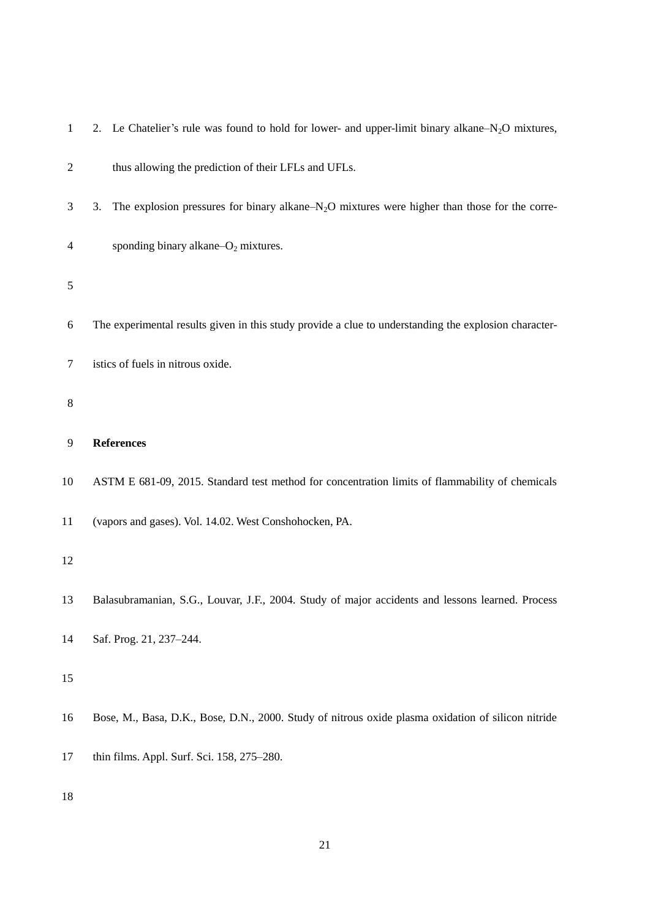2. Le Chatelier's rule was found to hold for lower- and upper-limit binary alkane–$N_2O$ mixtures, thus allowing the prediction of their LFLs and UFLs.
3. The explosion pressures for binary alkane–$N_2O$ mixtures were higher than those for the corresponding binary alkane–$O_2$ mixtures.

The experimental results given in this study provide a clue to understanding the explosion characteristics of fuels in nitrous oxide.

**References**

ASTM E 681-09, 2015. Standard test method for concentration limits of flammability of chemicals (vapors and gases). Vol. 14.02. West Conshohocken, PA.

Balasubramanian, S.G., Louvar, J.F., 2004. Study of major accidents and lessons learned. Process Saf. Prog. 21, 237–244.

Bose, M., Basa, D.K., Bose, D.N., 2000. Study of nitrous oxide plasma oxidation of silicon nitride thin films. Appl. Surf. Sci. 158, 275–280.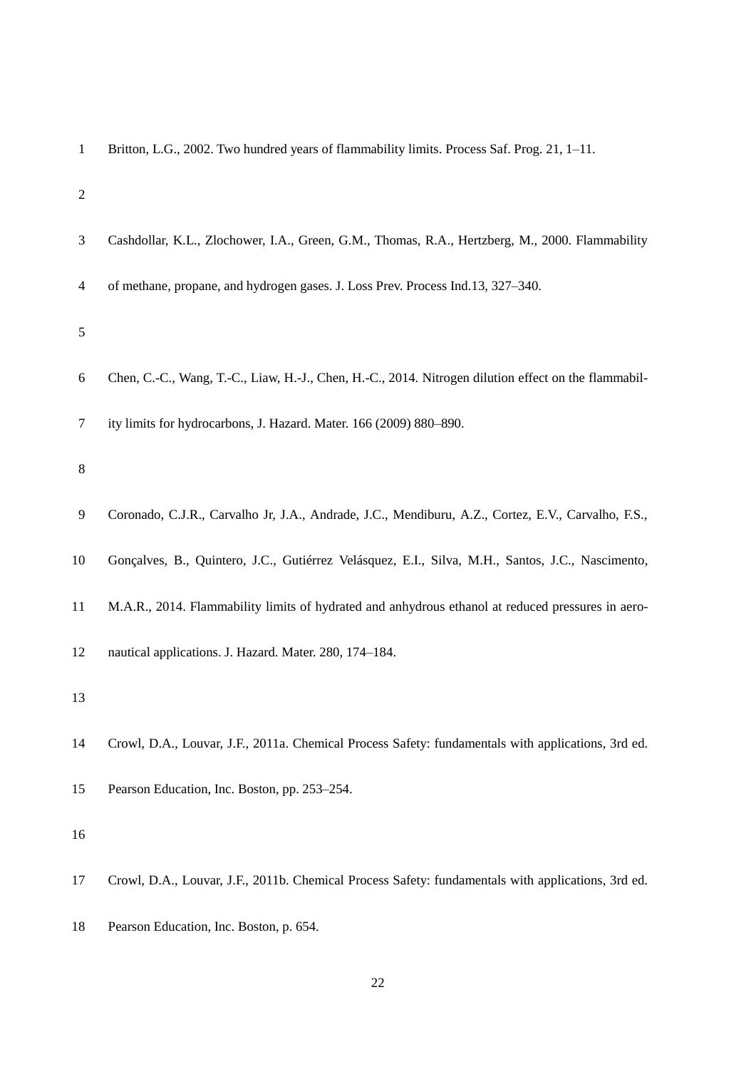Britton, L.G., 2002. Two hundred years of flammability limits. Process Saf. Prog. 21, 1–11.

Cashdollar, K.L., Zlochower, I.A., Green, G.M., Thomas, R.A., Hertzberg, M., 2000. Flammability of methane, propane, and hydrogen gases. J. Loss Prev. Process Ind.13, 327–340.

Chen, C.-C., Wang, T.-C., Liaw, H.-J., Chen, H.-C., 2014. Nitrogen dilution effect on the flammability limits for hydrocarbons, J. Hazard. Mater. 166 (2009) 880–890.

Coronado, C.J.R., Carvalho Jr, J.A., Andrade, J.C., Mendiburu, A.Z., Cortez, E.V., Carvalho, F.S., Gonçalves, B., Quintero, J.C., Gutiérrez Velásquez, E.I., Silva, M.H., Santos, J.C., Nascimento, M.A.R., 2014. Flammability limits of hydrated and anhydrous ethanol at reduced pressures in aeronautical applications. J. Hazard. Mater. 280, 174–184.

Crowl, D.A., Louvar, J.F., 2011a. Chemical Process Safety: fundamentals with applications, 3rd ed. Pearson Education, Inc. Boston, pp. 253–254.

Crowl, D.A., Louvar, J.F., 2011b. Chemical Process Safety: fundamentals with applications, 3rd ed. Pearson Education, Inc. Boston, p. 654.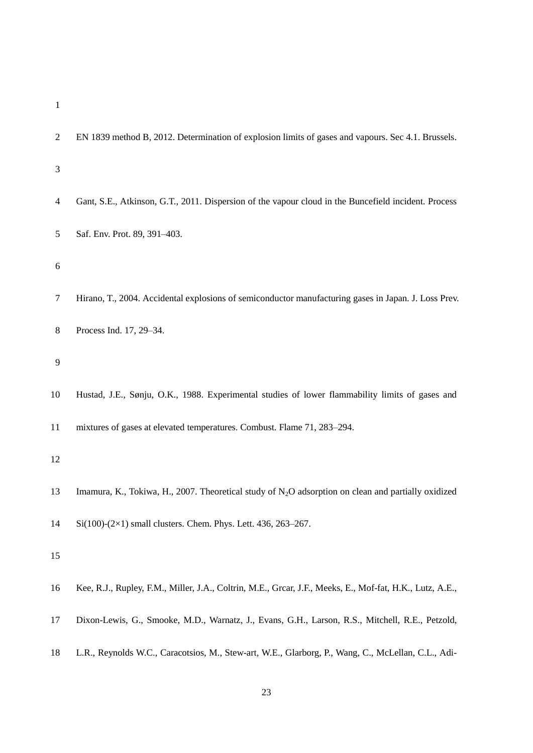EN 1839 method B, 2012. Determination of explosion limits of gases and vapours. Sec 4.1. Brussels.

Gant, S.E., Atkinson, G.T., 2011. Dispersion of the vapour cloud in the Buncefield incident. Process Saf. Env. Prot. 89, 391–403.

Hirano, T., 2004. Accidental explosions of semiconductor manufacturing gases in Japan. J. Loss Prev. Process Ind. 17, 29–34.

Hustad, J.E., Sønju, O.K., 1988. Experimental studies of lower flammability limits of gases and mixtures of gases at elevated temperatures. Combust. Flame 71, 283–294.

Imamura, K., Tokiwa, H., 2007. Theoretical study of $N_2O$ adsorption on clean and partially oxidized Si(100)-(2×1) small clusters. Chem. Phys. Lett. 436, 263–267.

Kee, R.J., Rupley, F.M., Miller, J.A., Coltrin, M.E., Grcar, J.F., Meeks, E., Mof-fat, H.K., Lutz, A.E., Dixon-Lewis, G., Smooke, M.D., Warnatz, J., Evans, G.H., Larson, R.S., Mitchell, R.E., Petzold, L.R., Reynolds W.C., Caracotsios, M., Stew-art, W.E., Glarborg, P., Wang, C., McLellan, C.L., Adi-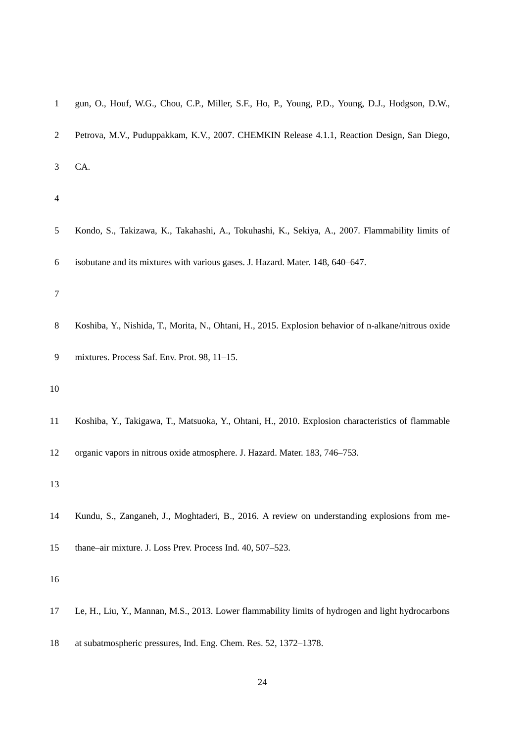gun, O., Houf, W.G., Chou, C.P., Miller, S.F., Ho, P., Young, P.D., Young, D.J., Hodgson, D.W., Petrova, M.V., Puduppakkam, K.V., 2007. CHEMKIN Release 4.1.1, Reaction Design, San Diego, CA.

Kondo, S., Takizawa, K., Takahashi, A., Tokuhashi, K., Sekiya, A., 2007. Flammability limits of isobutane and its mixtures with various gases. J. Hazard. Mater. 148, 640–647.

Koshiba, Y., Nishida, T., Morita, N., Ohtani, H., 2015. Explosion behavior of n-alkane/nitrous oxide mixtures. Process Saf. Env. Prot. 98, 11–15.

Koshiba, Y., Takigawa, T., Matsuoka, Y., Ohtani, H., 2010. Explosion characteristics of flammable organic vapors in nitrous oxide atmosphere. J. Hazard. Mater. 183, 746–753.

Kundu, S., Zanganeh, J., Moghtaderi, B., 2016. A review on understanding explosions from methane–air mixture. J. Loss Prev. Process Ind. 40, 507–523.

Le, H., Liu, Y., Mannan, M.S., 2013. Lower flammability limits of hydrogen and light hydrocarbons at subatmospheric pressures, Ind. Eng. Chem. Res. 52, 1372–1378.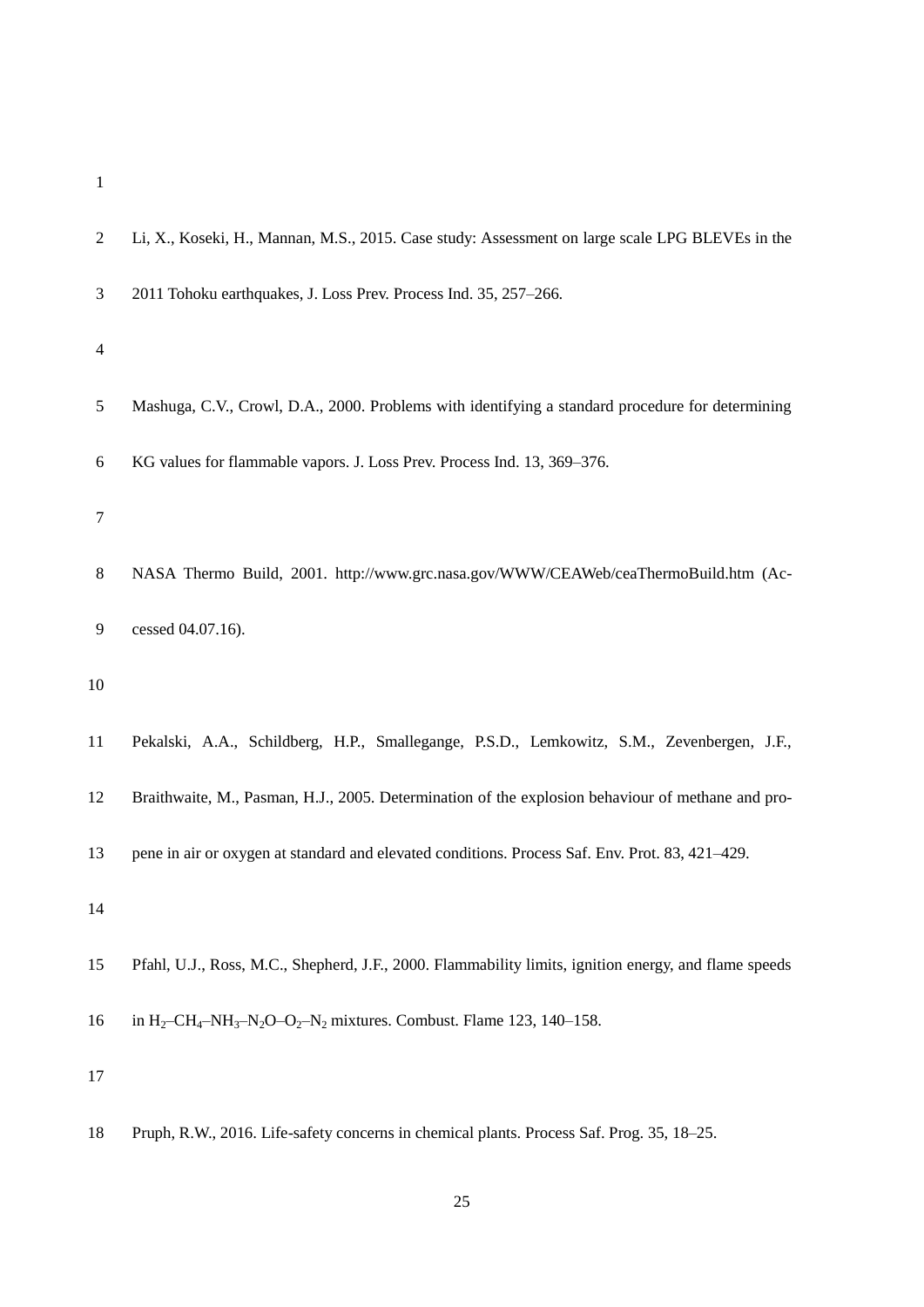Li, X., Koseki, H., Mannan, M.S., 2015. Case study: Assessment on large scale LPG BLEVEs in the 2011 Tohoku earthquakes, J. Loss Prev. Process Ind. 35, 257–266.

Mashuga, C.V., Crowl, D.A., 2000. Problems with identifying a standard procedure for determining KG values for flammable vapors. J. Loss Prev. Process Ind. 13, 369–376.

NASA Thermo Build, 2001. http://www.grc.nasa.gov/WWW/CEAWeb/ceaThermoBuild.htm (Accessed 04.07.16).

Pekalski, A.A., Schildberg, H.P., Smallegange, P.S.D., Lemkowitz, S.M., Zevenbergen, J.F., Braithwaite, M., Pasman, H.J., 2005. Determination of the explosion behaviour of methane and propene in air or oxygen at standard and elevated conditions. Process Saf. Env. Prot. 83, 421–429.

Pfahl, U.J., Ross, M.C., Shepherd, J.F., 2000. Flammability limits, ignition energy, and flame speeds in $H_2$–$CH_4$–$NH_3$–$N_2O$–$O_2$–$N_2$ mixtures. Combust. Flame 123, 140–158.

Pruph, R.W., 2016. Life-safety concerns in chemical plants. Process Saf. Prog. 35, 18–25.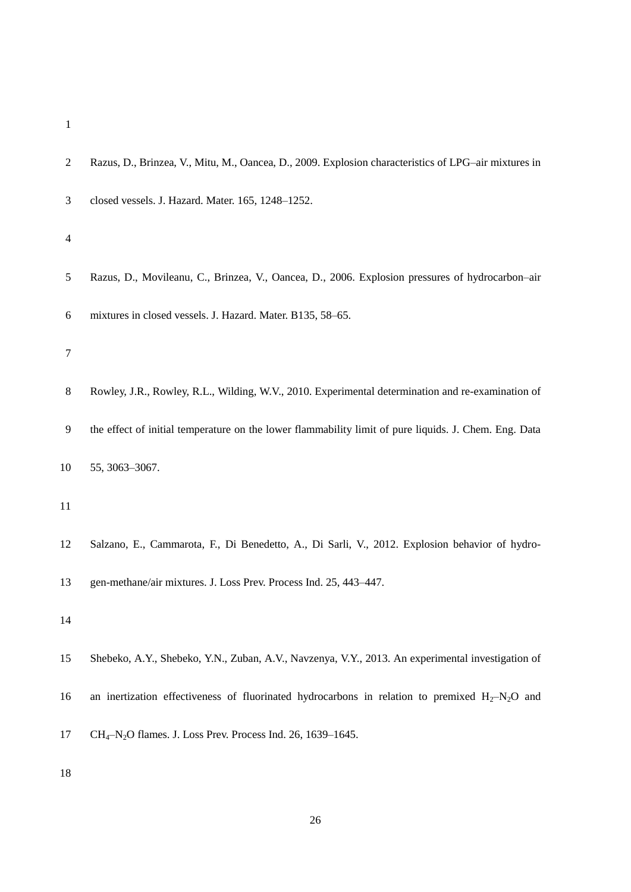Razus, D., Brinzea, V., Mitu, M., Oancea, D., 2009. Explosion characteristics of LPG–air mixtures in closed vessels. J. Hazard. Mater. 165, 1248–1252.

Razus, D., Movileanu, C., Brinzea, V., Oancea, D., 2006. Explosion pressures of hydrocarbon–air mixtures in closed vessels. J. Hazard. Mater. B135, 58–65.

Rowley, J.R., Rowley, R.L., Wilding, W.V., 2010. Experimental determination and re-examination of the effect of initial temperature on the lower flammability limit of pure liquids. J. Chem. Eng. Data 55, 3063–3067.

Salzano, E., Cammarota, F., Di Benedetto, A., Di Sarli, V., 2012. Explosion behavior of hydrogen-methane/air mixtures. J. Loss Prev. Process Ind. 25, 443–447.

Shebeko, A.Y., Shebeko, Y.N., Zuban, A.V., Navzenya, V.Y., 2013. An experimental investigation of an inertization effectiveness of fluorinated hydrocarbons in relation to premixed $H_2$–$N_2O$ and $CH_4$–$N_2O$ flames. J. Loss Prev. Process Ind. 26, 1639–1645.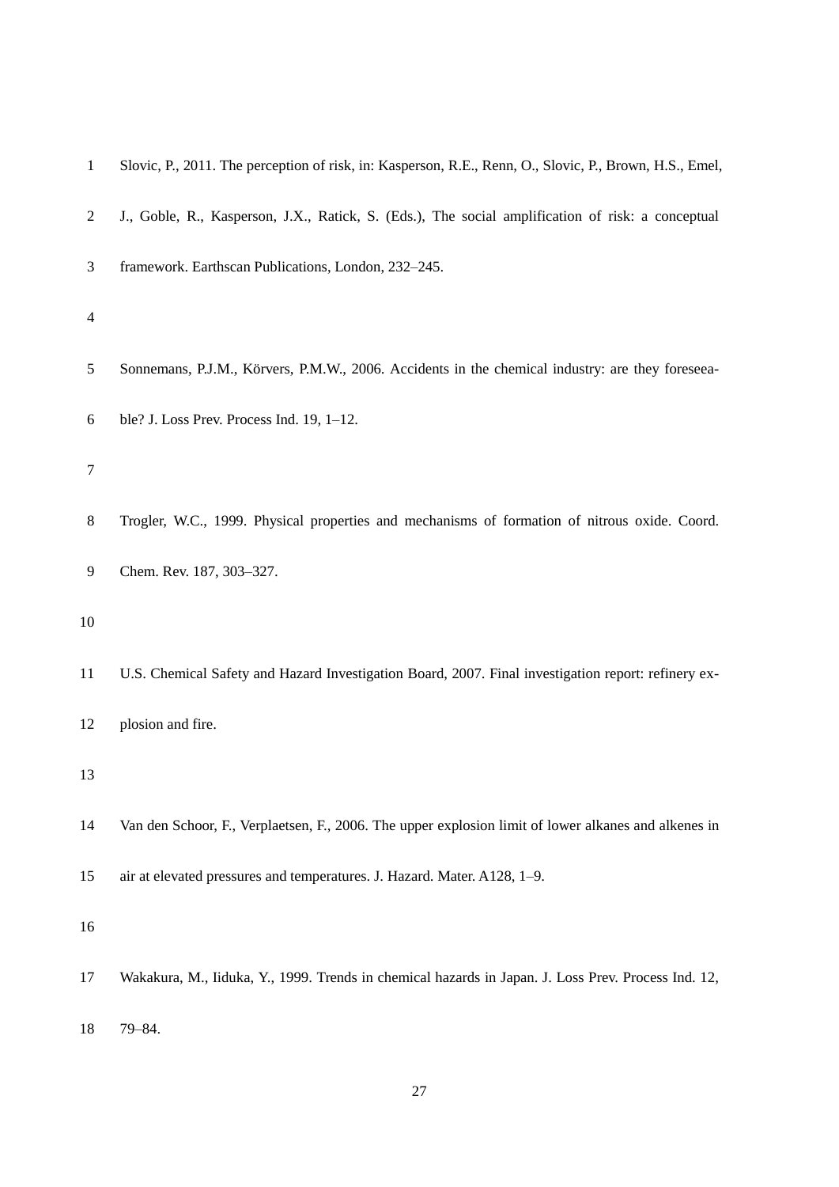Slovic, P., 2011. The perception of risk, in: Kasperson, R.E., Renn, O., Slovic, P., Brown, H.S., Emel, J., Goble, R., Kasperson, J.X., Ratick, S. (Eds.), The social amplification of risk: a conceptual framework. Earthscan Publications, London, 232–245.

Sonnemans, P.J.M., Körvers, P.M.W., 2006. Accidents in the chemical industry: are they foreseeable? J. Loss Prev. Process Ind. 19, 1–12.

Trogler, W.C., 1999. Physical properties and mechanisms of formation of nitrous oxide. Coord. Chem. Rev. 187, 303–327.

U.S. Chemical Safety and Hazard Investigation Board, 2007. Final investigation report: refinery explosion and fire.

Van den Schoor, F., Verplaetsen, F., 2006. The upper explosion limit of lower alkanes and alkenes in air at elevated pressures and temperatures. J. Hazard. Mater. A128, 1–9.

Wakakura, M., Iiduka, Y., 1999. Trends in chemical hazards in Japan. J. Loss Prev. Process Ind. 12, 79–84.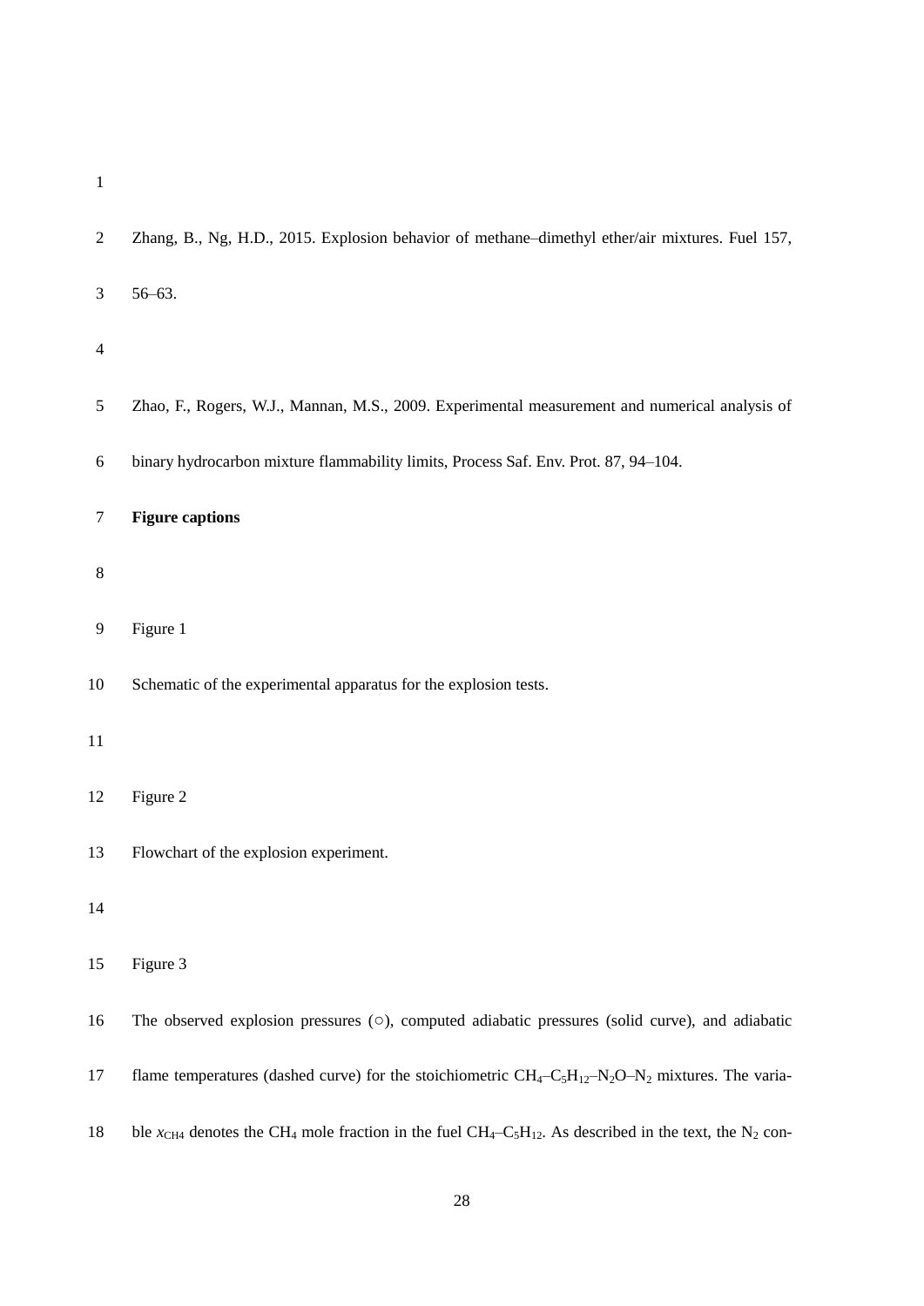Zhang, B., Ng, H.D., 2015. Explosion behavior of methane–dimethyl ether/air mixtures. Fuel 157, 56–63.

Zhao, F., Rogers, W.J., Mannan, M.S., 2009. Experimental measurement and numerical analysis of binary hydrocarbon mixture flammability limits, Process Saf. Env. Prot. 87, 94–104.

**Figure captions**

Figure 1

Schematic of the experimental apparatus for the explosion tests.

Figure 2

Flowchart of the explosion experiment.

Figure 3

The observed explosion pressures (○), computed adiabatic pressures (solid curve), and adiabatic flame temperatures (dashed curve) for the stoichiometric $CH_4$–$C_5H_{12}$–$N_2O$–$N_2$ mixtures. The variable $x_{CH4}$ denotes the $CH_4$ mole fraction in the fuel $CH_4$–$C_5H_{12}$. As described in the text, the $N_2$ con-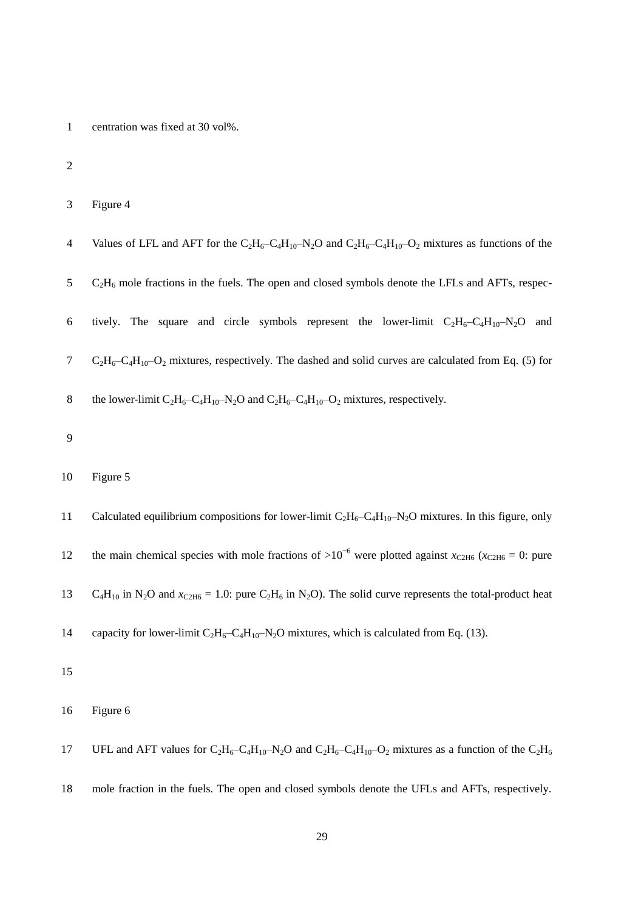centration was fixed at 30 vol%.

Figure 4

Values of LFL and AFT for the $C_2H_6$–$C_4H_{10}$–$N_2O$ and $C_2H_6$–$C_4H_{10}$–$O_2$ mixtures as functions of the $C_2H_6$ mole fractions in the fuels. The open and closed symbols denote the LFLs and AFTs, respectively. The square and circle symbols represent the lower-limit $C_2H_6$–$C_4H_{10}$–$N_2O$ and $C_2H_6$–$C_4H_{10}$–$O_2$ mixtures, respectively. The dashed and solid curves are calculated from Eq. (5) for the lower-limit $C_2H_6$–$C_4H_{10}$–$N_2O$ and $C_2H_6$–$C_4H_{10}$–$O_2$ mixtures, respectively.

Figure 5

Calculated equilibrium compositions for lower-limit $C_2H_6$–$C_4H_{10}$–$N_2O$ mixtures. In this figure, only the main chemical species with mole fractions of $>10^{-6}$ were plotted against $x_{C2H6}$ ($x_{C2H6}$ = 0: pure $C_4H_{10}$ in $N_2O$ and $x_{C2H6}$ = 1.0: pure $C_2H_6$ in $N_2O$). The solid curve represents the total-product heat capacity for lower-limit $C_2H_6$–$C_4H_{10}$–$N_2O$ mixtures, which is calculated from Eq. (13).

Figure 6

UFL and AFT values for $C_2H_6$–$C_4H_{10}$–$N_2O$ and $C_2H_6$–$C_4H_{10}$–$O_2$ mixtures as a function of the $C_2H_6$ mole fraction in the fuels. The open and closed symbols denote the UFLs and AFTs, respectively.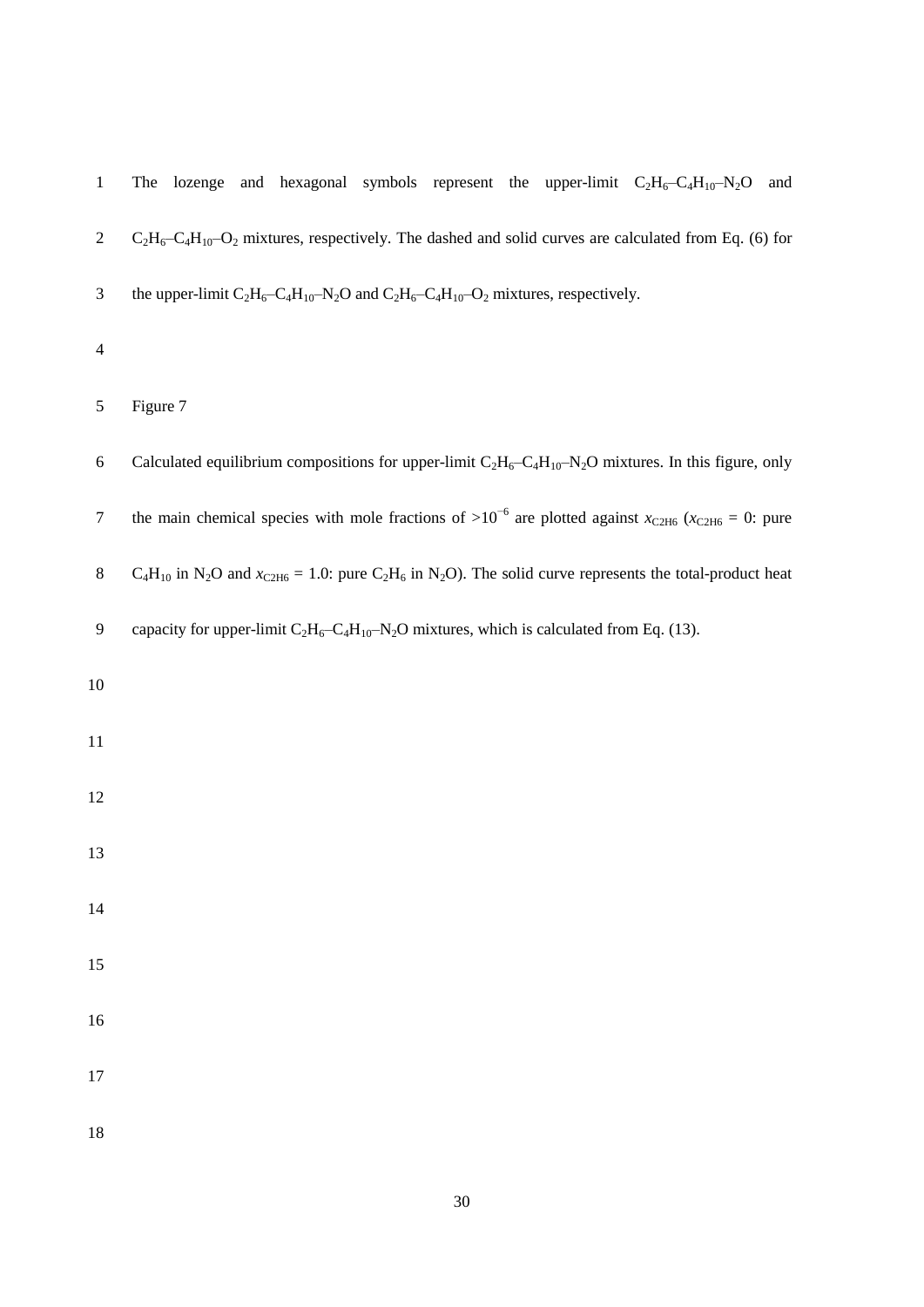The lozenge and hexagonal symbols represent the upper-limit $C_2H_6$–$C_4H_{10}$–$N_2O$ and $C_2H_6$–$C_4H_{10}$–$O_2$ mixtures, respectively. The dashed and solid curves are calculated from Eq. (6) for the upper-limit $C_2H_6$–$C_4H_{10}$–$N_2O$ and $C_2H_6$–$C_4H_{10}$–$O_2$ mixtures, respectively.

Figure 7

Calculated equilibrium compositions for upper-limit $C_2H_6$–$C_4H_{10}$–$N_2O$ mixtures. In this figure, only the main chemical species with mole fractions of $>10^{-6}$ are plotted against $x_{C2H6}$ ($x_{C2H6}$ = 0: pure $C_4H_{10}$ in $N_2O$ and $x_{C2H6}$ = 1.0: pure $C_2H_6$ in $N_2O$). The solid curve represents the total-product heat capacity for upper-limit $C_2H_6$–$C_4H_{10}$–$N_2O$ mixtures, which is calculated from Eq. (13).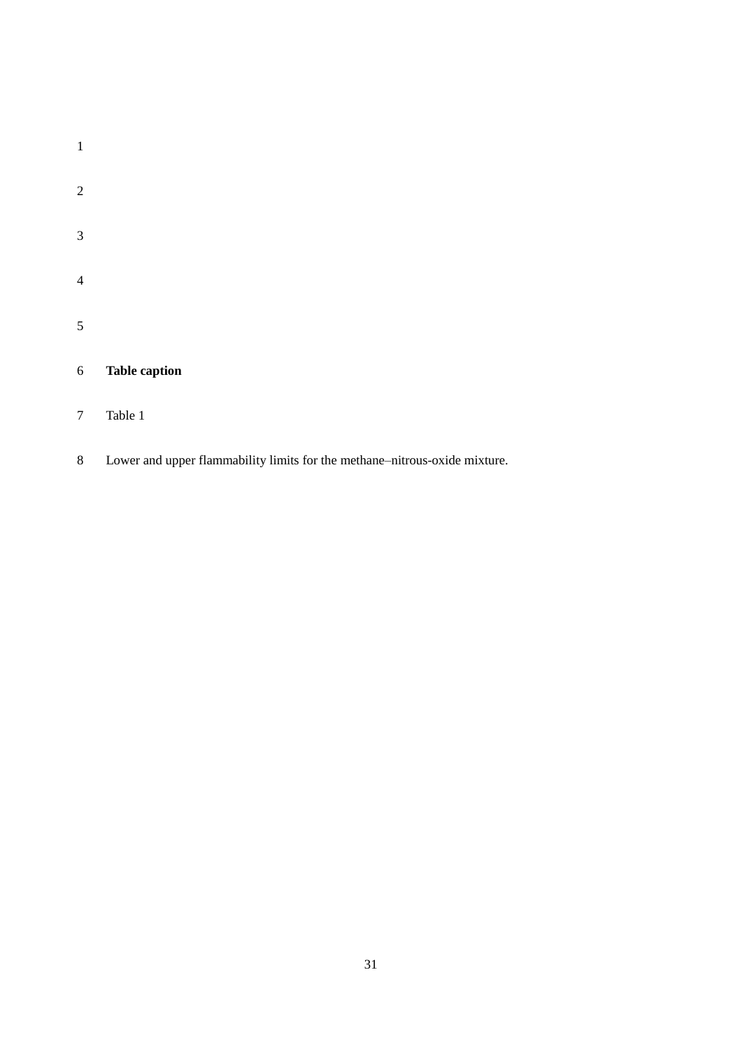**Table caption**

Table 1

Lower and upper flammability limits for the methane–nitrous-oxide mixture.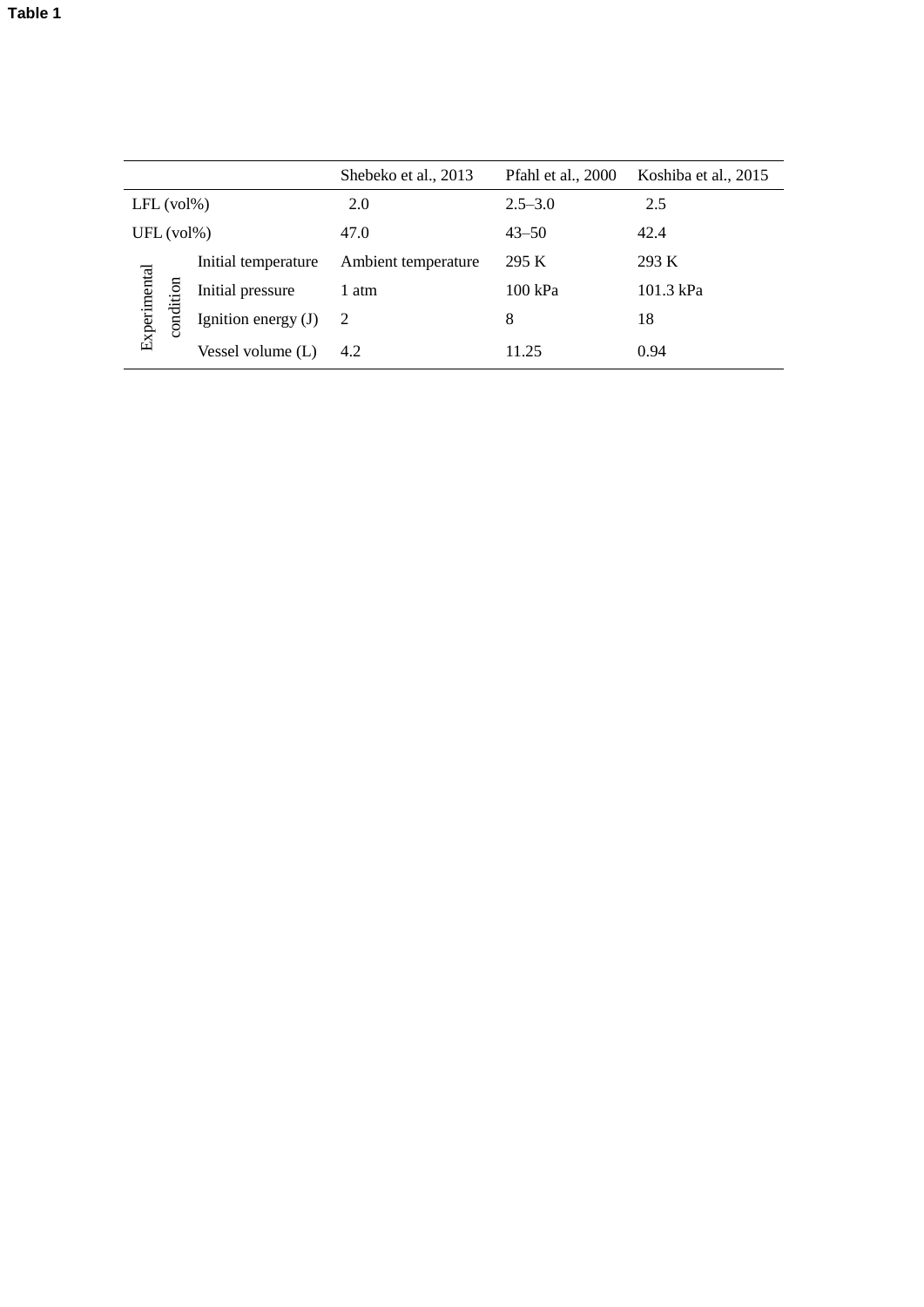**Table 1**

| | | Shebeko et al., 2013 | Pfahl et al., 2000 | Koshiba et al., 2015 |
|---|---|---|---|---|
| LFL (vol%) | | 2.0 | 2.5–3.0 | 2.5 |
| UFL (vol%) | | 47.0 | 43–50 | 42.4 |
| Experimental condition | Initial temperature | Ambient temperature | 295 K | 293 K |
| | Initial pressure | 1 atm | 100 kPa | 101.3 kPa |
| | Ignition energy (J) | 2 | 8 | 18 |
| | Vessel volume (L) | 4.2 | 11.25 | 0.94 |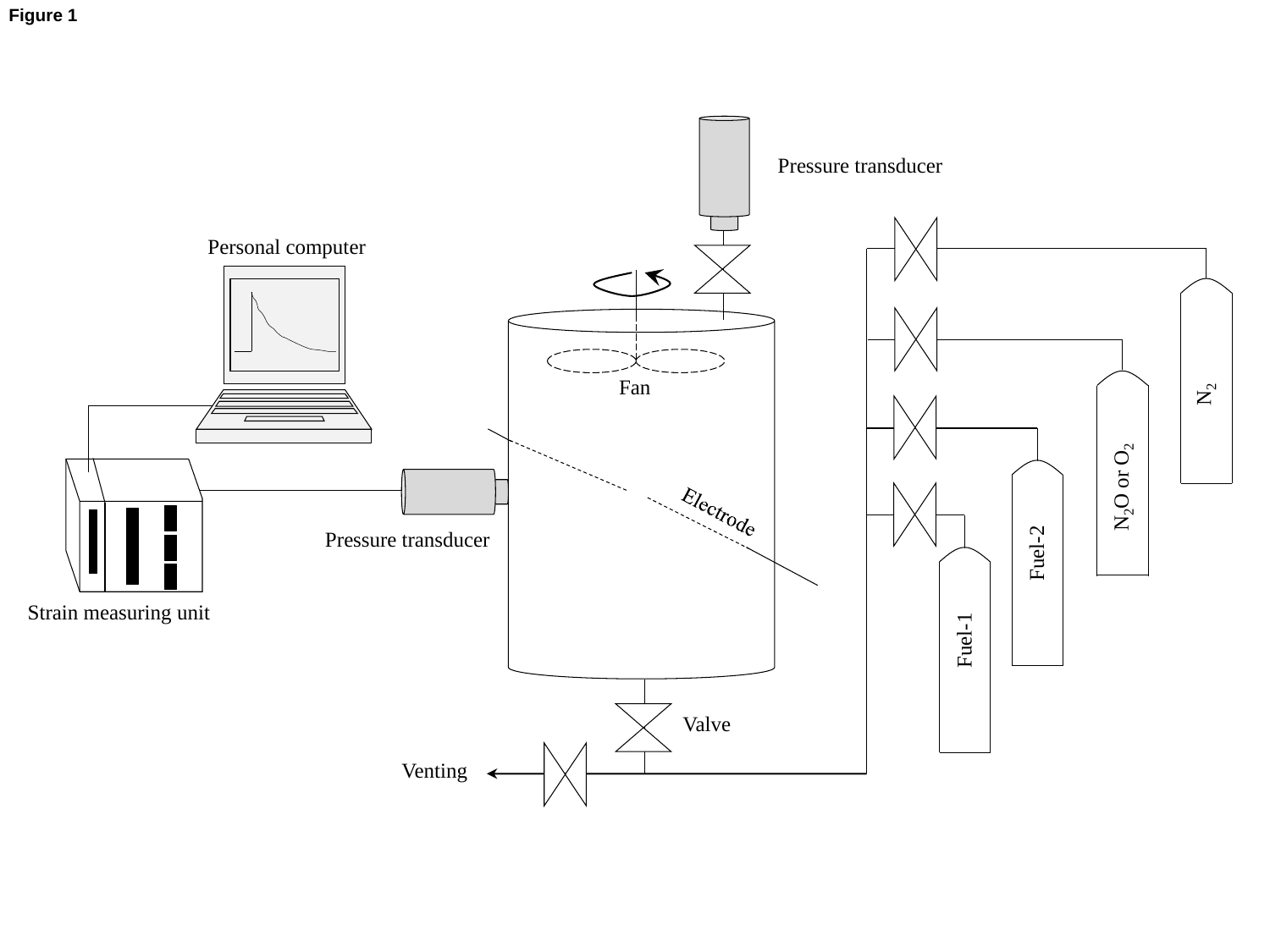Figure 1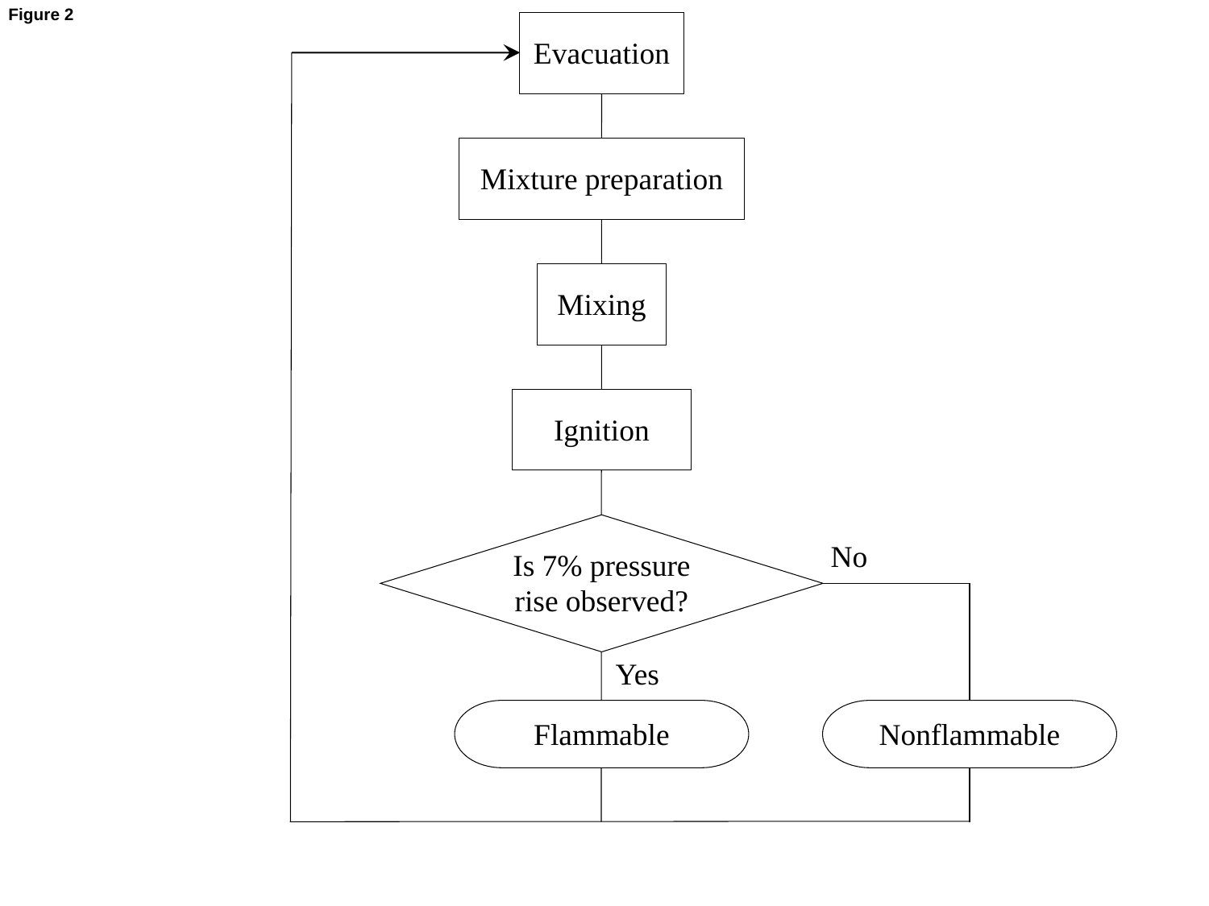Figure 2

Evacuation

Mixture preparation

Mixing

Ignition

Is 7% pressure rise observed?

No

Yes

Flammable

Nonflammable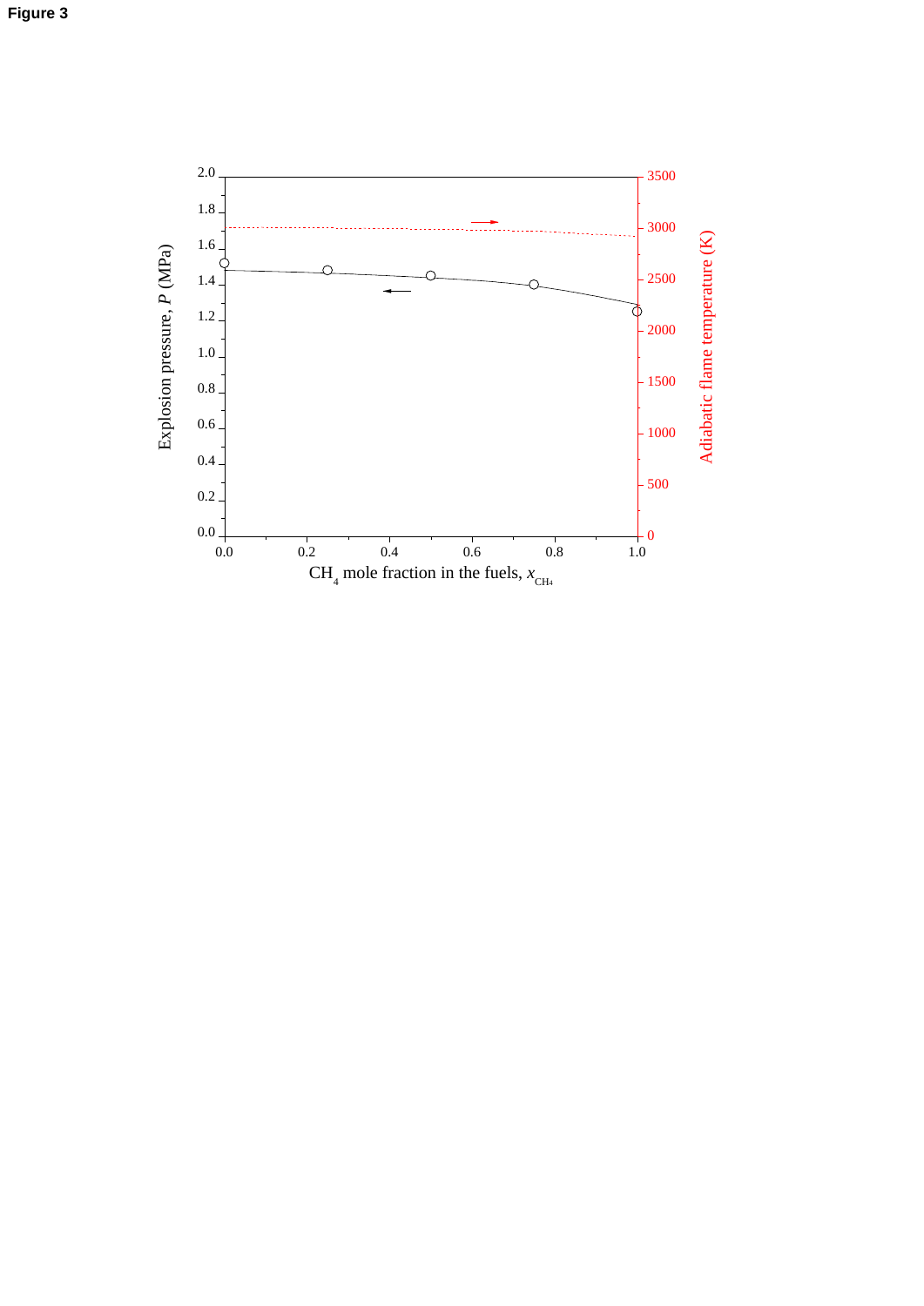**Figure 3**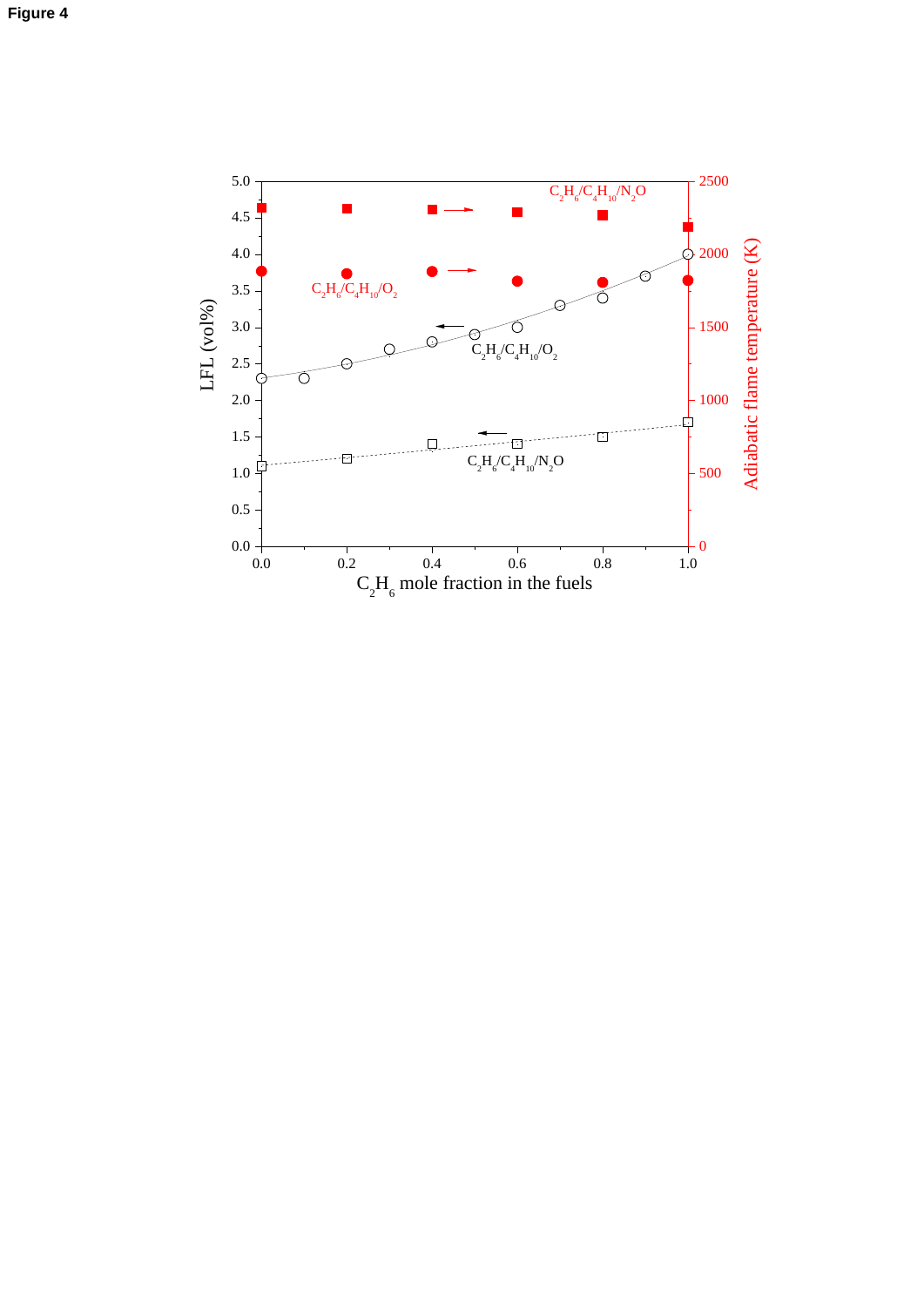**Figure 4**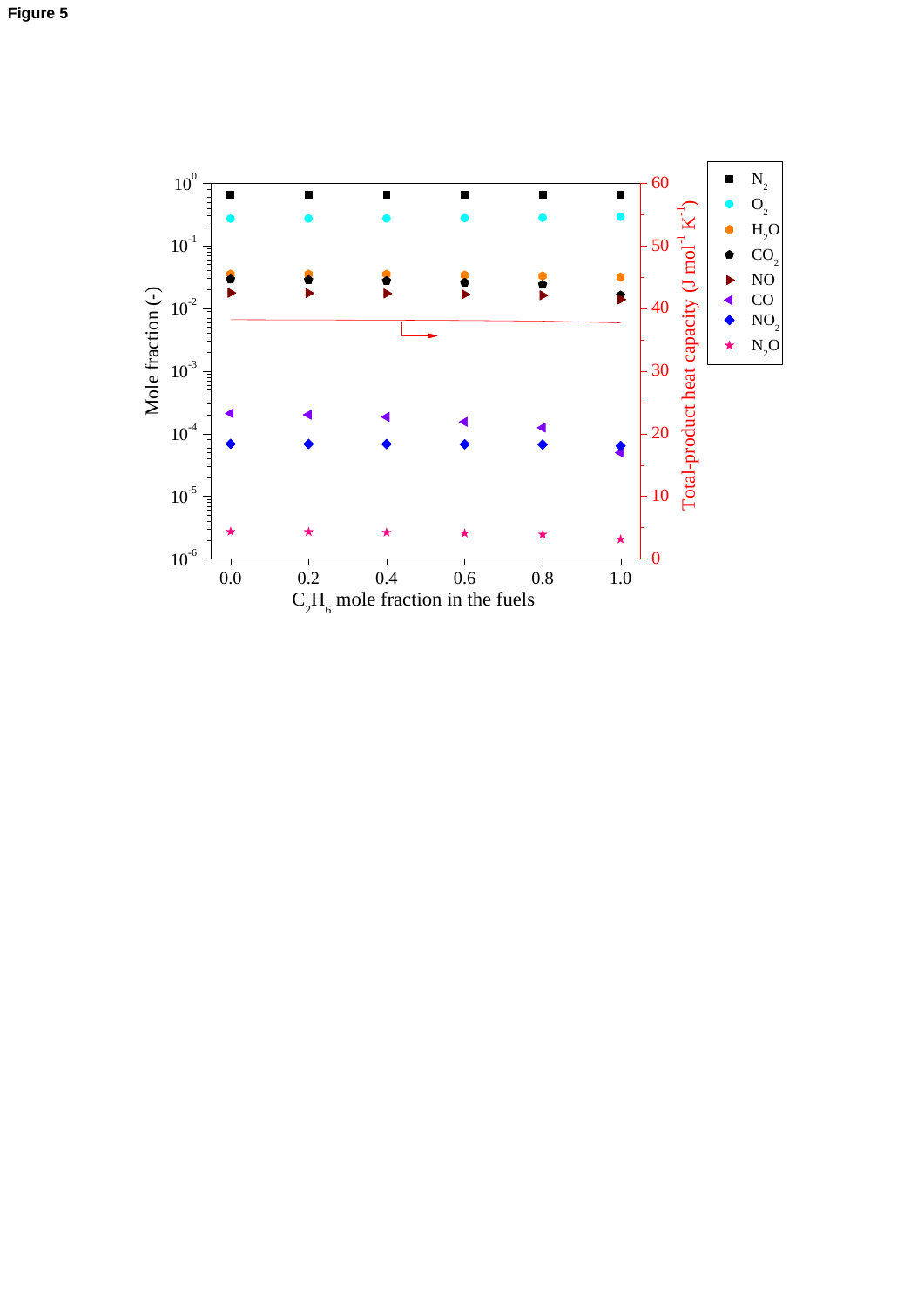**Figure 5**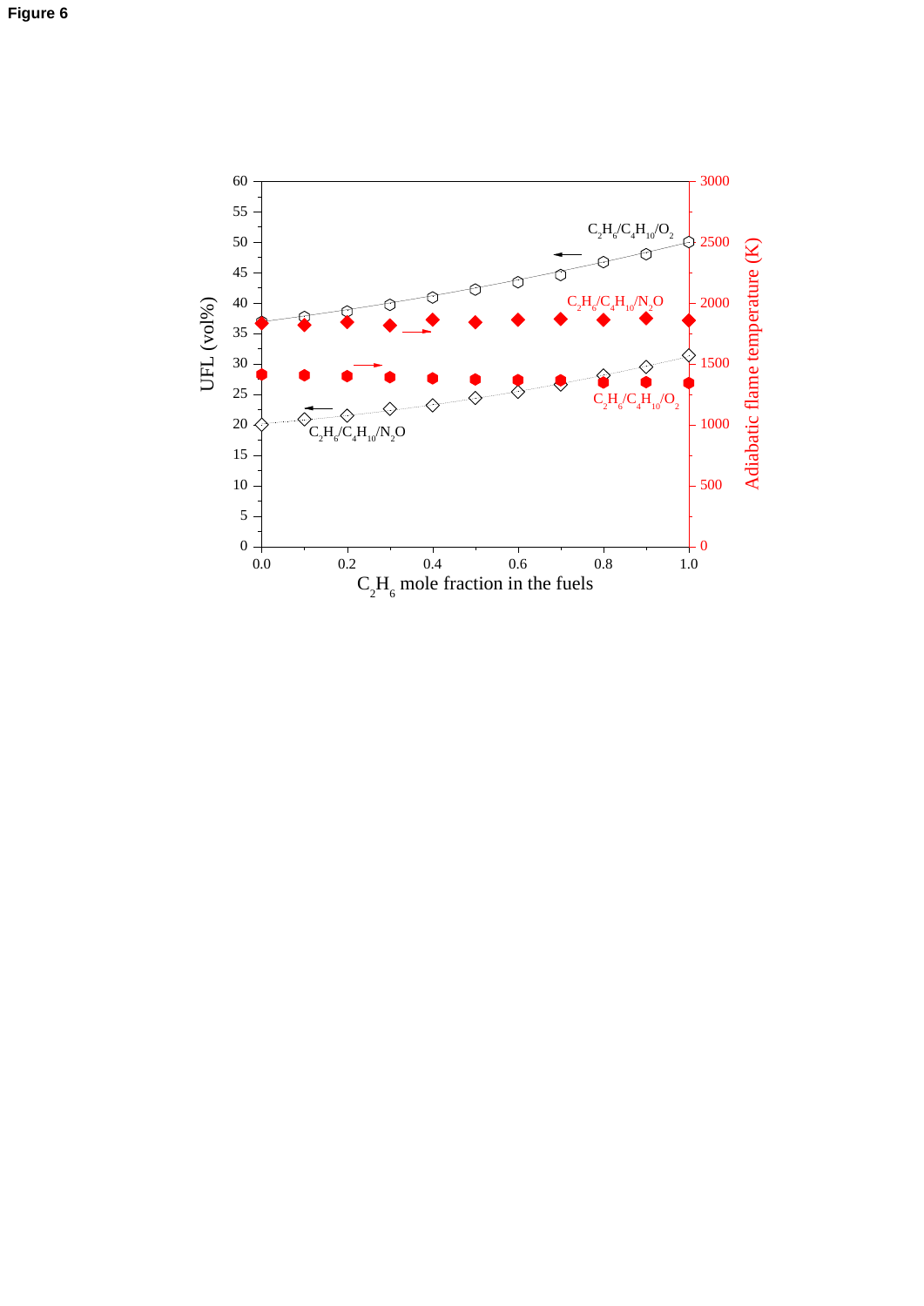**Figure 6**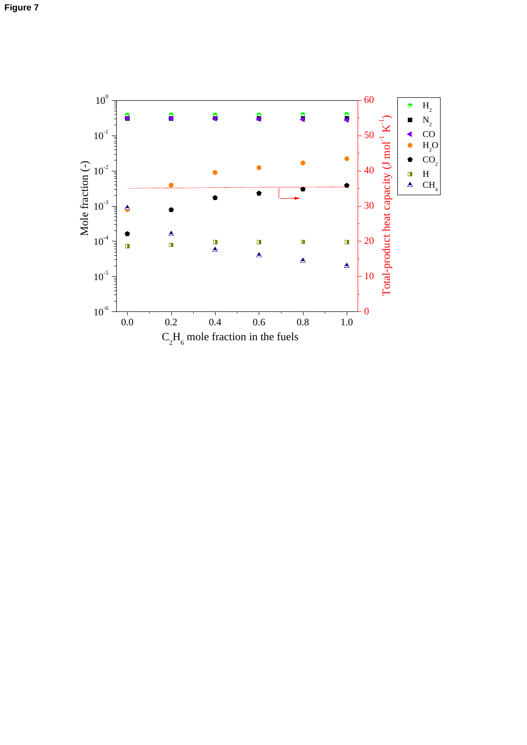**Figure 7**

Mole fraction (-)

$10^0$

$10^{-1}$

$10^{-2}$

$10^{-3}$

$10^{-4}$

$10^{-5}$

$10^{-6}$

0.0 0.2 0.4 0.6 0.8 1.0

$C_2H_6$ mole fraction in the fuels

Total-product heat capacity (J mol$^{-1}$ K$^{-1}$)

60 50 40 30 20 10 0

$H_2$

$N_2$

CO

$H_2O$

$CO_2$

H

$CH_4$